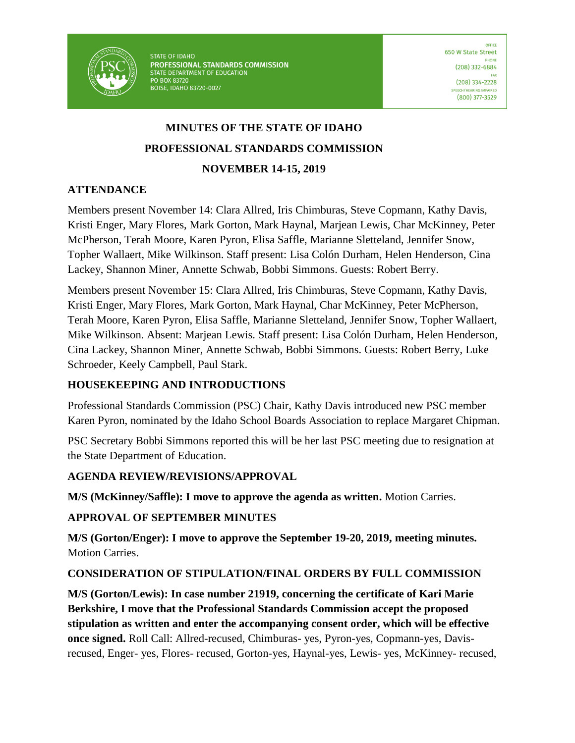STATE OF IDAHO
**PROFESSIONAL STANDARDS COMMISSION**
STATE DEPARTMENT OF EDUCATION
PO BOX 83720
BOISE, IDAHO 83720-0027

OFFICE
650 W State Street
PHONE
(208) 332-6884
FAX
(208) 334-2228
SPEECH/HEARING IMPAIRED
(800) 377-3529

# MINUTES OF THE STATE OF IDAHO PROFESSIONAL STANDARDS COMMISSION

## NOVEMBER 14-15, 2019

## ATTENDANCE

Members present November 14: Clara Allred, Iris Chimburas, Steve Copmann, Kathy Davis, Kristi Enger, Mary Flores, Mark Gorton, Mark Haynal, Marjean Lewis, Char McKinney, Peter McPherson, Terah Moore, Karen Pyron, Elisa Saffle, Marianne Sletteland, Jennifer Snow, Topher Wallaert, Mike Wilkinson. Staff present: Lisa Colón Durham, Helen Henderson, Cina Lackey, Shannon Miner, Annette Schwab, Bobbi Simmons. Guests: Robert Berry.

Members present November 15: Clara Allred, Iris Chimburas, Steve Copmann, Kathy Davis, Kristi Enger, Mary Flores, Mark Gorton, Mark Haynal, Char McKinney, Peter McPherson, Terah Moore, Karen Pyron, Elisa Saffle, Marianne Sletteland, Jennifer Snow, Topher Wallaert, Mike Wilkinson. Absent: Marjean Lewis. Staff present: Lisa Colón Durham, Helen Henderson, Cina Lackey, Shannon Miner, Annette Schwab, Bobbi Simmons. Guests: Robert Berry, Luke Schroeder, Keely Campbell, Paul Stark.

## HOUSEKEEPING AND INTRODUCTIONS

Professional Standards Commission (PSC) Chair, Kathy Davis introduced new PSC member Karen Pyron, nominated by the Idaho School Boards Association to replace Margaret Chipman.

PSC Secretary Bobbi Simmons reported this will be her last PSC meeting due to resignation at the State Department of Education.

## AGENDA REVIEW/REVISIONS/APPROVAL

**M/S (McKinney/Saffle): I move to approve the agenda as written.** Motion Carries.

## APPROVAL OF SEPTEMBER MINUTES

**M/S (Gorton/Enger): I move to approve the September 19-20, 2019, meeting minutes.** Motion Carries.

## CONSIDERATION OF STIPULATION/FINAL ORDERS BY FULL COMMISSION

**M/S (Gorton/Lewis): In case number 21919, concerning the certificate of Kari Marie Berkshire, I move that the Professional Standards Commission accept the proposed stipulation as written and enter the accompanying consent order, which will be effective once signed.** Roll Call: Allred-recused, Chimburas- yes, Pyron-yes, Copmann-yes, Davis-recused, Enger- yes, Flores- recused, Gorton-yes, Haynal-yes, Lewis- yes, McKinney- recused,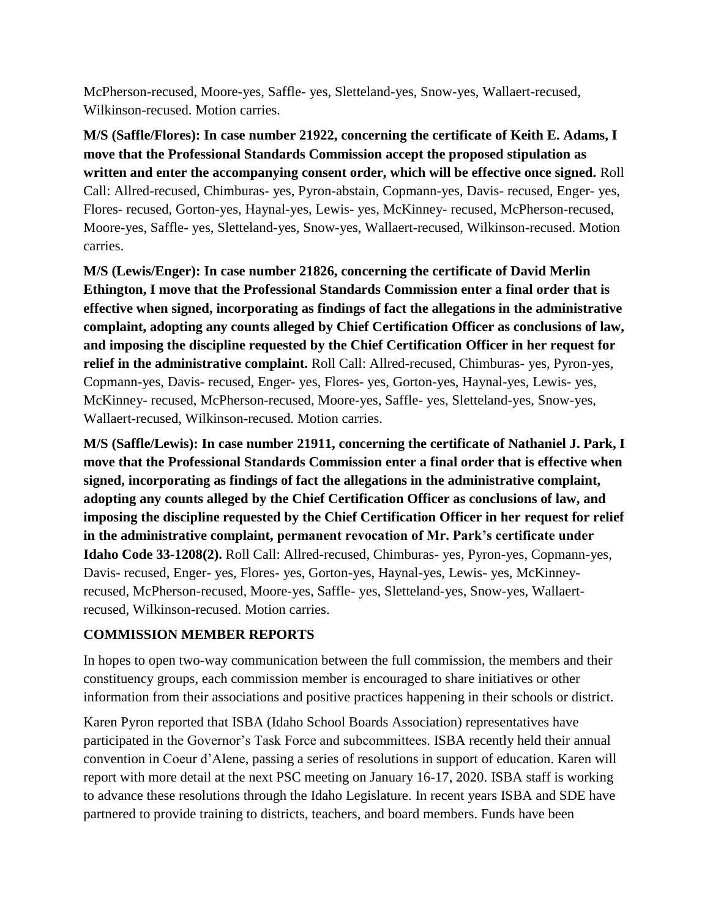McPherson-recused, Moore-yes, Saffle- yes, Sletteland-yes, Snow-yes, Wallaert-recused, Wilkinson-recused. Motion carries.

**M/S (Saffle/Flores): In case number 21922, concerning the certificate of Keith E. Adams, I move that the Professional Standards Commission accept the proposed stipulation as written and enter the accompanying consent order, which will be effective once signed.** Roll Call: Allred-recused, Chimburas- yes, Pyron-abstain, Copmann-yes, Davis- recused, Enger- yes, Flores- recused, Gorton-yes, Haynal-yes, Lewis- yes, McKinney- recused, McPherson-recused, Moore-yes, Saffle- yes, Sletteland-yes, Snow-yes, Wallaert-recused, Wilkinson-recused. Motion carries.

**M/S (Lewis/Enger): In case number 21826, concerning the certificate of David Merlin Ethington, I move that the Professional Standards Commission enter a final order that is effective when signed, incorporating as findings of fact the allegations in the administrative complaint, adopting any counts alleged by Chief Certification Officer as conclusions of law, and imposing the discipline requested by the Chief Certification Officer in her request for relief in the administrative complaint.** Roll Call: Allred-recused, Chimburas- yes, Pyron-yes, Copmann-yes, Davis- recused, Enger- yes, Flores- yes, Gorton-yes, Haynal-yes, Lewis- yes, McKinney- recused, McPherson-recused, Moore-yes, Saffle- yes, Sletteland-yes, Snow-yes, Wallaert-recused, Wilkinson-recused. Motion carries.

**M/S (Saffle/Lewis): In case number 21911, concerning the certificate of Nathaniel J. Park, I move that the Professional Standards Commission enter a final order that is effective when signed, incorporating as findings of fact the allegations in the administrative complaint, adopting any counts alleged by the Chief Certification Officer as conclusions of law, and imposing the discipline requested by the Chief Certification Officer in her request for relief in the administrative complaint, permanent revocation of Mr. Park's certificate under Idaho Code 33-1208(2).** Roll Call: Allred-recused, Chimburas- yes, Pyron-yes, Copmann-yes, Davis- recused, Enger- yes, Flores- yes, Gorton-yes, Haynal-yes, Lewis- yes, McKinney-recused, McPherson-recused, Moore-yes, Saffle- yes, Sletteland-yes, Snow-yes, Wallaert-recused, Wilkinson-recused. Motion carries.

## COMMISSION MEMBER REPORTS

In hopes to open two-way communication between the full commission, the members and their constituency groups, each commission member is encouraged to share initiatives or other information from their associations and positive practices happening in their schools or district.

Karen Pyron reported that ISBA (Idaho School Boards Association) representatives have participated in the Governor's Task Force and subcommittees. ISBA recently held their annual convention in Coeur d'Alene, passing a series of resolutions in support of education. Karen will report with more detail at the next PSC meeting on January 16-17, 2020. ISBA staff is working to advance these resolutions through the Idaho Legislature. In recent years ISBA and SDE have partnered to provide training to districts, teachers, and board members. Funds have been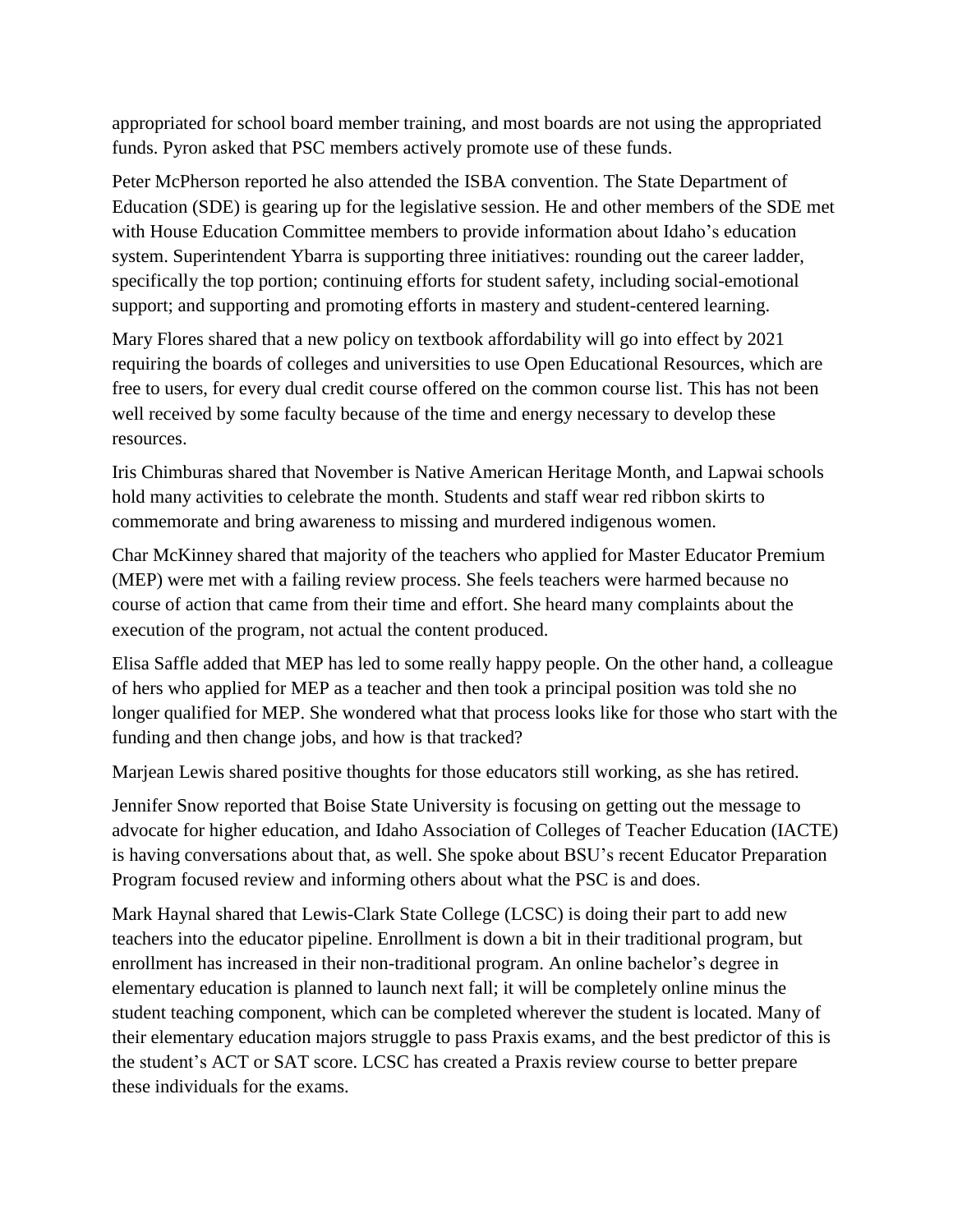appropriated for school board member training, and most boards are not using the appropriated funds. Pyron asked that PSC members actively promote use of these funds.

Peter McPherson reported he also attended the ISBA convention. The State Department of Education (SDE) is gearing up for the legislative session. He and other members of the SDE met with House Education Committee members to provide information about Idaho's education system. Superintendent Ybarra is supporting three initiatives: rounding out the career ladder, specifically the top portion; continuing efforts for student safety, including social-emotional support; and supporting and promoting efforts in mastery and student-centered learning.

Mary Flores shared that a new policy on textbook affordability will go into effect by 2021 requiring the boards of colleges and universities to use Open Educational Resources, which are free to users, for every dual credit course offered on the common course list. This has not been well received by some faculty because of the time and energy necessary to develop these resources.

Iris Chimburas shared that November is Native American Heritage Month, and Lapwai schools hold many activities to celebrate the month. Students and staff wear red ribbon skirts to commemorate and bring awareness to missing and murdered indigenous women.

Char McKinney shared that majority of the teachers who applied for Master Educator Premium (MEP) were met with a failing review process. She feels teachers were harmed because no course of action that came from their time and effort. She heard many complaints about the execution of the program, not actual the content produced.

Elisa Saffle added that MEP has led to some really happy people. On the other hand, a colleague of hers who applied for MEP as a teacher and then took a principal position was told she no longer qualified for MEP. She wondered what that process looks like for those who start with the funding and then change jobs, and how is that tracked?

Marjean Lewis shared positive thoughts for those educators still working, as she has retired.

Jennifer Snow reported that Boise State University is focusing on getting out the message to advocate for higher education, and Idaho Association of Colleges of Teacher Education (IACTE) is having conversations about that, as well. She spoke about BSU's recent Educator Preparation Program focused review and informing others about what the PSC is and does.

Mark Haynal shared that Lewis-Clark State College (LCSC) is doing their part to add new teachers into the educator pipeline. Enrollment is down a bit in their traditional program, but enrollment has increased in their non-traditional program. An online bachelor's degree in elementary education is planned to launch next fall; it will be completely online minus the student teaching component, which can be completed wherever the student is located. Many of their elementary education majors struggle to pass Praxis exams, and the best predictor of this is the student's ACT or SAT score. LCSC has created a Praxis review course to better prepare these individuals for the exams.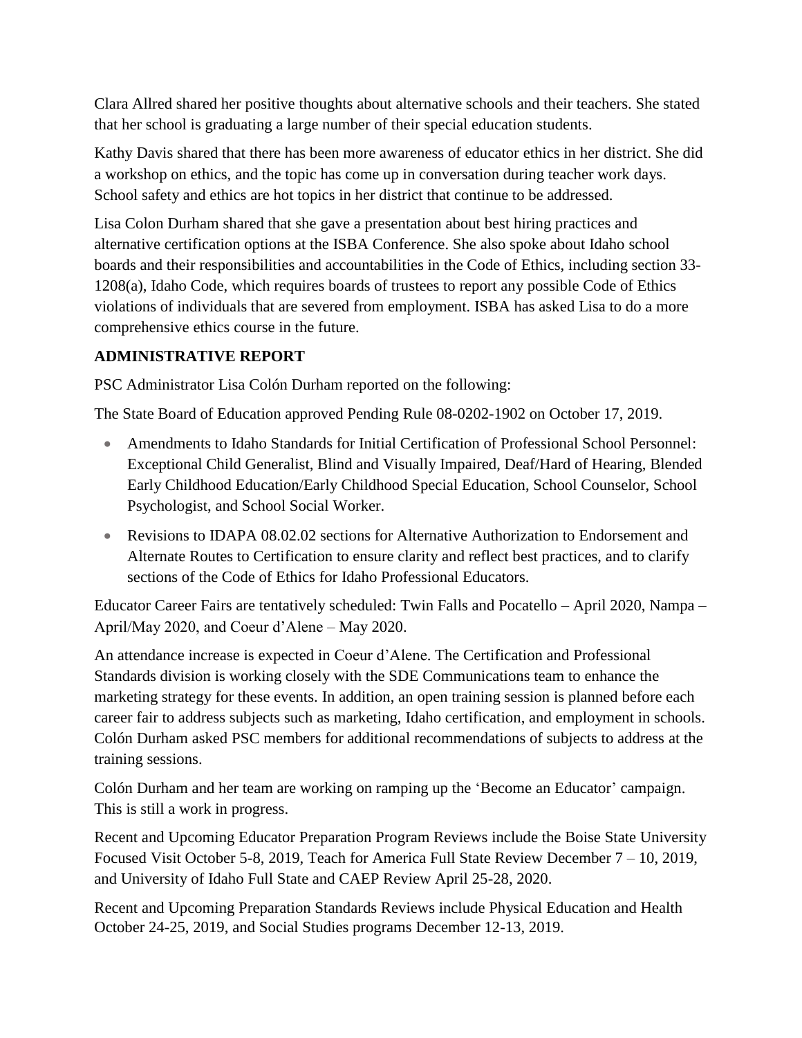Clara Allred shared her positive thoughts about alternative schools and their teachers. She stated that her school is graduating a large number of their special education students.

Kathy Davis shared that there has been more awareness of educator ethics in her district. She did a workshop on ethics, and the topic has come up in conversation during teacher work days. School safety and ethics are hot topics in her district that continue to be addressed.

Lisa Colon Durham shared that she gave a presentation about best hiring practices and alternative certification options at the ISBA Conference. She also spoke about Idaho school boards and their responsibilities and accountabilities in the Code of Ethics, including section 33-1208(a), Idaho Code, which requires boards of trustees to report any possible Code of Ethics violations of individuals that are severed from employment. ISBA has asked Lisa to do a more comprehensive ethics course in the future.

**ADMINISTRATIVE REPORT**

PSC Administrator Lisa Colón Durham reported on the following:

The State Board of Education approved Pending Rule 08-0202-1902 on October 17, 2019.

- Amendments to Idaho Standards for Initial Certification of Professional School Personnel: Exceptional Child Generalist, Blind and Visually Impaired, Deaf/Hard of Hearing, Blended Early Childhood Education/Early Childhood Special Education, School Counselor, School Psychologist, and School Social Worker.
- Revisions to IDAPA 08.02.02 sections for Alternative Authorization to Endorsement and Alternate Routes to Certification to ensure clarity and reflect best practices, and to clarify sections of the Code of Ethics for Idaho Professional Educators.

Educator Career Fairs are tentatively scheduled: Twin Falls and Pocatello – April 2020, Nampa – April/May 2020, and Coeur d'Alene – May 2020.

An attendance increase is expected in Coeur d'Alene. The Certification and Professional Standards division is working closely with the SDE Communications team to enhance the marketing strategy for these events. In addition, an open training session is planned before each career fair to address subjects such as marketing, Idaho certification, and employment in schools. Colón Durham asked PSC members for additional recommendations of subjects to address at the training sessions.

Colón Durham and her team are working on ramping up the 'Become an Educator' campaign. This is still a work in progress.

Recent and Upcoming Educator Preparation Program Reviews include the Boise State University Focused Visit October 5-8, 2019, Teach for America Full State Review December 7 – 10, 2019, and University of Idaho Full State and CAEP Review April 25-28, 2020.

Recent and Upcoming Preparation Standards Reviews include Physical Education and Health October 24-25, 2019, and Social Studies programs December 12-13, 2019.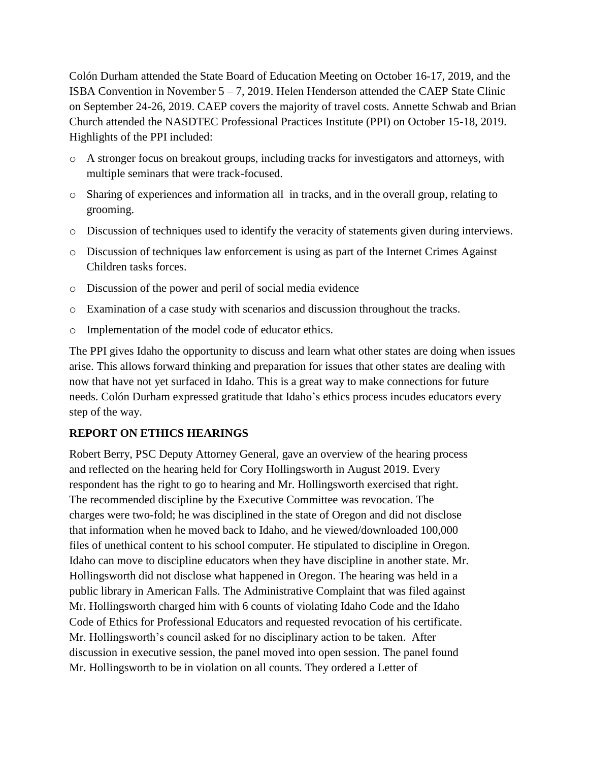Colón Durham attended the State Board of Education Meeting on October 16-17, 2019, and the ISBA Convention in November 5 – 7, 2019. Helen Henderson attended the CAEP State Clinic on September 24-26, 2019. CAEP covers the majority of travel costs. Annette Schwab and Brian Church attended the NASDTEC Professional Practices Institute (PPI) on October 15-18, 2019. Highlights of the PPI included:

- A stronger focus on breakout groups, including tracks for investigators and attorneys, with multiple seminars that were track-focused.
- Sharing of experiences and information all in tracks, and in the overall group, relating to grooming.
- Discussion of techniques used to identify the veracity of statements given during interviews.
- Discussion of techniques law enforcement is using as part of the Internet Crimes Against Children tasks forces.
- Discussion of the power and peril of social media evidence
- Examination of a case study with scenarios and discussion throughout the tracks.
- Implementation of the model code of educator ethics.

The PPI gives Idaho the opportunity to discuss and learn what other states are doing when issues arise. This allows forward thinking and preparation for issues that other states are dealing with now that have not yet surfaced in Idaho. This is a great way to make connections for future needs. Colón Durham expressed gratitude that Idaho's ethics process incudes educators every step of the way.

**REPORT ON ETHICS HEARINGS**

Robert Berry, PSC Deputy Attorney General, gave an overview of the hearing process and reflected on the hearing held for Cory Hollingsworth in August 2019. Every respondent has the right to go to hearing and Mr. Hollingsworth exercised that right. The recommended discipline by the Executive Committee was revocation. The charges were two-fold; he was disciplined in the state of Oregon and did not disclose that information when he moved back to Idaho, and he viewed/downloaded 100,000 files of unethical content to his school computer. He stipulated to discipline in Oregon. Idaho can move to discipline educators when they have discipline in another state. Mr. Hollingsworth did not disclose what happened in Oregon. The hearing was held in a public library in American Falls. The Administrative Complaint that was filed against Mr. Hollingsworth charged him with 6 counts of violating Idaho Code and the Idaho Code of Ethics for Professional Educators and requested revocation of his certificate. Mr. Hollingsworth's council asked for no disciplinary action to be taken. After discussion in executive session, the panel moved into open session. The panel found Mr. Hollingsworth to be in violation on all counts. They ordered a Letter of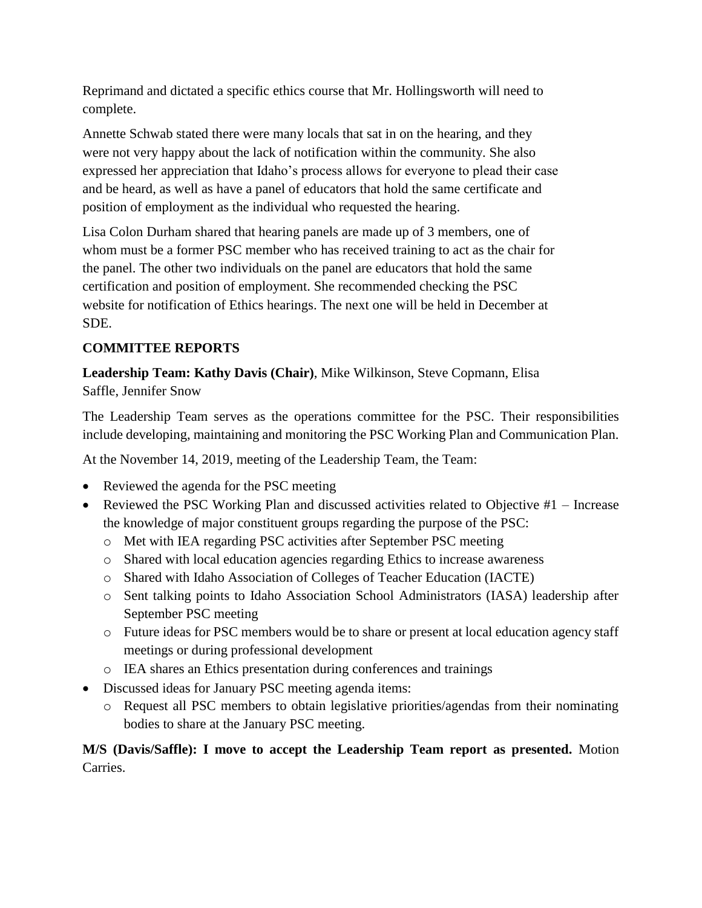Reprimand and dictated a specific ethics course that Mr. Hollingsworth will need to complete.

Annette Schwab stated there were many locals that sat in on the hearing, and they were not very happy about the lack of notification within the community. She also expressed her appreciation that Idaho's process allows for everyone to plead their case and be heard, as well as have a panel of educators that hold the same certificate and position of employment as the individual who requested the hearing.

Lisa Colon Durham shared that hearing panels are made up of 3 members, one of whom must be a former PSC member who has received training to act as the chair for the panel. The other two individuals on the panel are educators that hold the same certification and position of employment. She recommended checking the PSC website for notification of Ethics hearings. The next one will be held in December at SDE.

## COMMITTEE REPORTS

**Leadership Team: Kathy Davis (Chair)**, Mike Wilkinson, Steve Copmann, Elisa Saffle, Jennifer Snow

The Leadership Team serves as the operations committee for the PSC. Their responsibilities include developing, maintaining and monitoring the PSC Working Plan and Communication Plan.

At the November 14, 2019, meeting of the Leadership Team, the Team:

- Reviewed the agenda for the PSC meeting
- Reviewed the PSC Working Plan and discussed activities related to Objective #1 – Increase the knowledge of major constituent groups regarding the purpose of the PSC:
  - Met with IEA regarding PSC activities after September PSC meeting
  - Shared with local education agencies regarding Ethics to increase awareness
  - Shared with Idaho Association of Colleges of Teacher Education (IACTE)
  - Sent talking points to Idaho Association School Administrators (IASA) leadership after September PSC meeting
  - Future ideas for PSC members would be to share or present at local education agency staff meetings or during professional development
  - IEA shares an Ethics presentation during conferences and trainings
- Discussed ideas for January PSC meeting agenda items:
  - Request all PSC members to obtain legislative priorities/agendas from their nominating bodies to share at the January PSC meeting.

**M/S (Davis/Saffle): I move to accept the Leadership Team report as presented.** Motion Carries.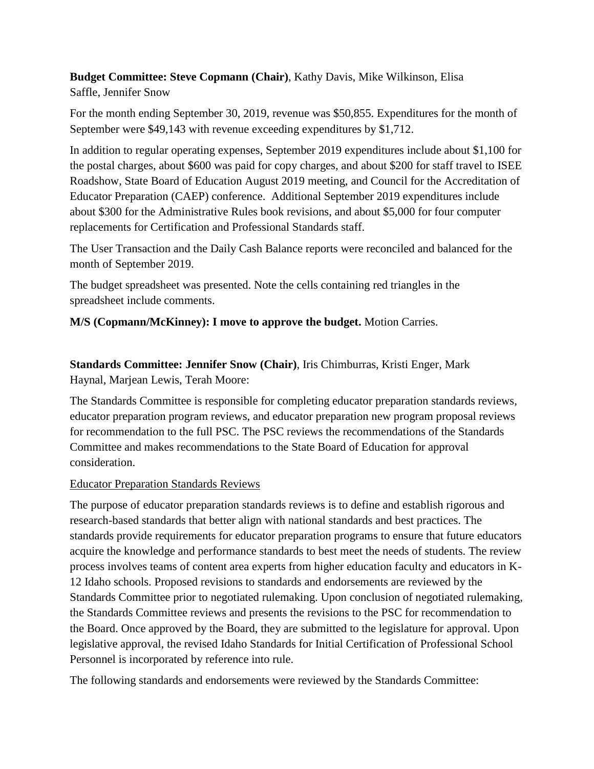**Budget Committee: Steve Copmann (Chair)**, Kathy Davis, Mike Wilkinson, Elisa Saffle, Jennifer Snow

For the month ending September 30, 2019, revenue was $50,855. Expenditures for the month of September were $49,143 with revenue exceeding expenditures by $1,712.

In addition to regular operating expenses, September 2019 expenditures include about $1,100 for the postal charges, about $600 was paid for copy charges, and about $200 for staff travel to ISEE Roadshow, State Board of Education August 2019 meeting, and Council for the Accreditation of Educator Preparation (CAEP) conference. Additional September 2019 expenditures include about $300 for the Administrative Rules book revisions, and about $5,000 for four computer replacements for Certification and Professional Standards staff.

The User Transaction and the Daily Cash Balance reports were reconciled and balanced for the month of September 2019.

The budget spreadsheet was presented. Note the cells containing red triangles in the spreadsheet include comments.

**M/S (Copmann/McKinney): I move to approve the budget.** Motion Carries.

**Standards Committee: Jennifer Snow (Chair)**, Iris Chimburras, Kristi Enger, Mark Haynal, Marjean Lewis, Terah Moore:

The Standards Committee is responsible for completing educator preparation standards reviews, educator preparation program reviews, and educator preparation new program proposal reviews for recommendation to the full PSC. The PSC reviews the recommendations of the Standards Committee and makes recommendations to the State Board of Education for approval consideration.

<u>Educator Preparation Standards Reviews</u>

The purpose of educator preparation standards reviews is to define and establish rigorous and research-based standards that better align with national standards and best practices. The standards provide requirements for educator preparation programs to ensure that future educators acquire the knowledge and performance standards to best meet the needs of students. The review process involves teams of content area experts from higher education faculty and educators in K-12 Idaho schools. Proposed revisions to standards and endorsements are reviewed by the Standards Committee prior to negotiated rulemaking. Upon conclusion of negotiated rulemaking, the Standards Committee reviews and presents the revisions to the PSC for recommendation to the Board. Once approved by the Board, they are submitted to the legislature for approval. Upon legislative approval, the revised Idaho Standards for Initial Certification of Professional School Personnel is incorporated by reference into rule.

The following standards and endorsements were reviewed by the Standards Committee: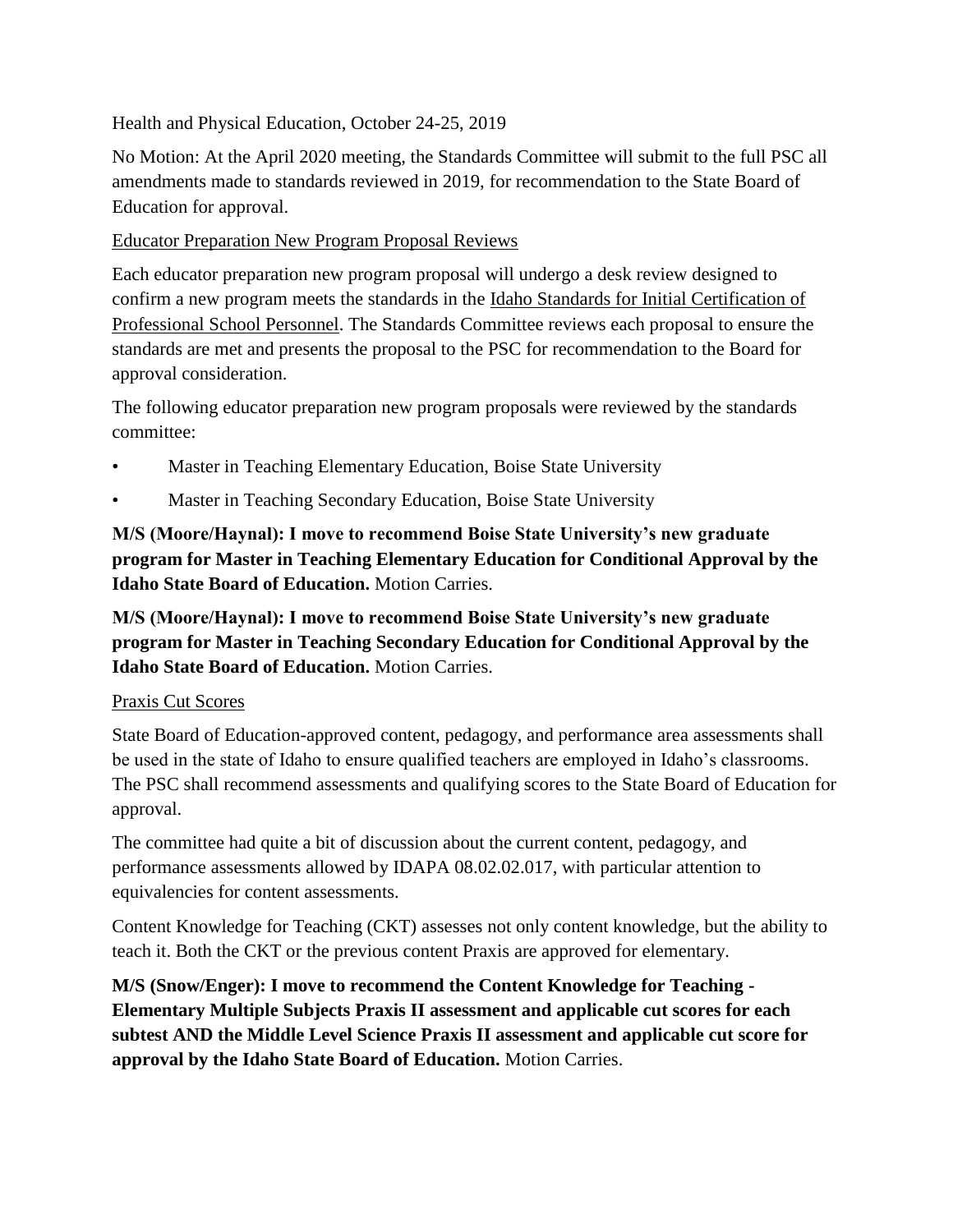Health and Physical Education, October 24-25, 2019

No Motion: At the April 2020 meeting, the Standards Committee will submit to the full PSC all amendments made to standards reviewed in 2019, for recommendation to the State Board of Education for approval.

Educator Preparation New Program Proposal Reviews

Each educator preparation new program proposal will undergo a desk review designed to confirm a new program meets the standards in the Idaho Standards for Initial Certification of Professional School Personnel. The Standards Committee reviews each proposal to ensure the standards are met and presents the proposal to the PSC for recommendation to the Board for approval consideration.

The following educator preparation new program proposals were reviewed by the standards committee:

- Master in Teaching Elementary Education, Boise State University
- Master in Teaching Secondary Education, Boise State University

**M/S (Moore/Haynal): I move to recommend Boise State University's new graduate program for Master in Teaching Elementary Education for Conditional Approval by the Idaho State Board of Education.** Motion Carries.

**M/S (Moore/Haynal): I move to recommend Boise State University's new graduate program for Master in Teaching Secondary Education for Conditional Approval by the Idaho State Board of Education.** Motion Carries.

Praxis Cut Scores

State Board of Education-approved content, pedagogy, and performance area assessments shall be used in the state of Idaho to ensure qualified teachers are employed in Idaho's classrooms. The PSC shall recommend assessments and qualifying scores to the State Board of Education for approval.

The committee had quite a bit of discussion about the current content, pedagogy, and performance assessments allowed by IDAPA 08.02.02.017, with particular attention to equivalencies for content assessments.

Content Knowledge for Teaching (CKT) assesses not only content knowledge, but the ability to teach it. Both the CKT or the previous content Praxis are approved for elementary.

**M/S (Snow/Enger): I move to recommend the Content Knowledge for Teaching - Elementary Multiple Subjects Praxis II assessment and applicable cut scores for each subtest AND the Middle Level Science Praxis II assessment and applicable cut score for approval by the Idaho State Board of Education.** Motion Carries.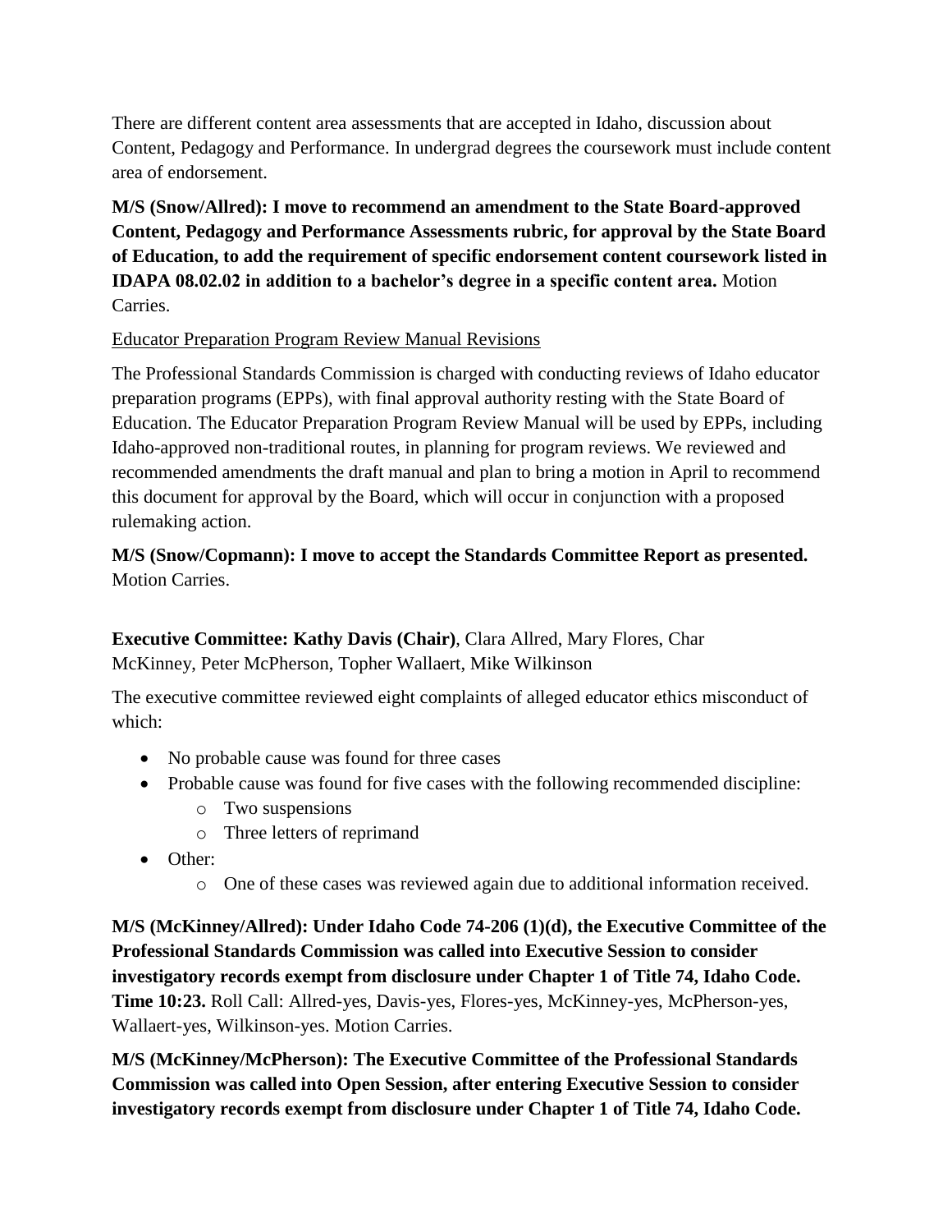There are different content area assessments that are accepted in Idaho, discussion about Content, Pedagogy and Performance. In undergrad degrees the coursework must include content area of endorsement.

**M/S (Snow/Allred): I move to recommend an amendment to the State Board-approved Content, Pedagogy and Performance Assessments rubric, for approval by the State Board of Education, to add the requirement of specific endorsement content coursework listed in IDAPA 08.02.02 in addition to a bachelor's degree in a specific content area.** Motion Carries.

Educator Preparation Program Review Manual Revisions

The Professional Standards Commission is charged with conducting reviews of Idaho educator preparation programs (EPPs), with final approval authority resting with the State Board of Education. The Educator Preparation Program Review Manual will be used by EPPs, including Idaho-approved non-traditional routes, in planning for program reviews. We reviewed and recommended amendments the draft manual and plan to bring a motion in April to recommend this document for approval by the Board, which will occur in conjunction with a proposed rulemaking action.

**M/S (Snow/Copmann): I move to accept the Standards Committee Report as presented.** Motion Carries.

**Executive Committee: Kathy Davis (Chair)**, Clara Allred, Mary Flores, Char McKinney, Peter McPherson, Topher Wallaert, Mike Wilkinson

The executive committee reviewed eight complaints of alleged educator ethics misconduct of which:

- No probable cause was found for three cases
- Probable cause was found for five cases with the following recommended discipline:
  - Two suspensions
  - Three letters of reprimand
- Other:
  - One of these cases was reviewed again due to additional information received.

**M/S (McKinney/Allred): Under Idaho Code 74-206 (1)(d), the Executive Committee of the Professional Standards Commission was called into Executive Session to consider investigatory records exempt from disclosure under Chapter 1 of Title 74, Idaho Code. Time 10:23.** Roll Call: Allred-yes, Davis-yes, Flores-yes, McKinney-yes, McPherson-yes, Wallaert-yes, Wilkinson-yes. Motion Carries.

**M/S (McKinney/McPherson): The Executive Committee of the Professional Standards Commission was called into Open Session, after entering Executive Session to consider investigatory records exempt from disclosure under Chapter 1 of Title 74, Idaho Code.**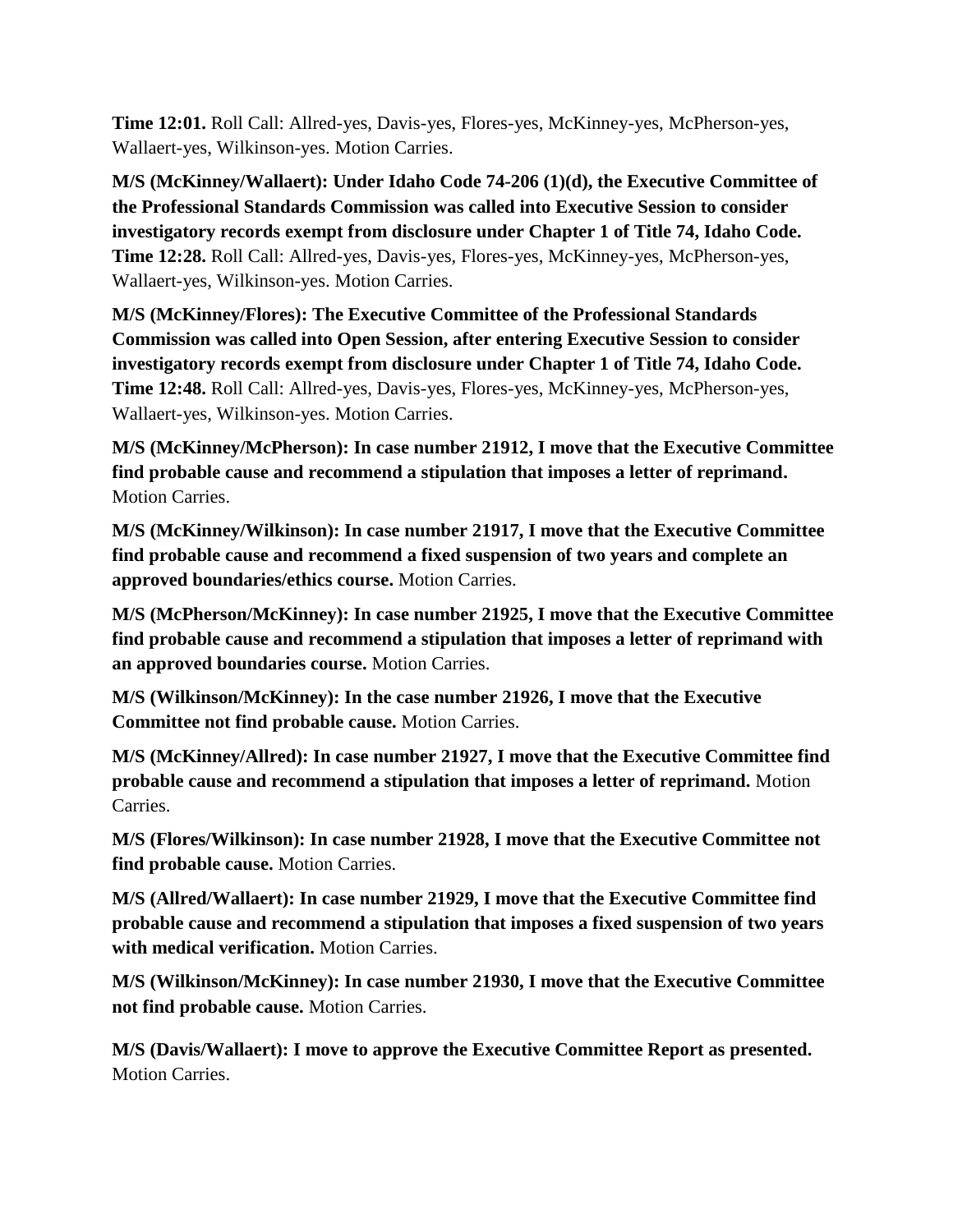**Time 12:01.** Roll Call: Allred-yes, Davis-yes, Flores-yes, McKinney-yes, McPherson-yes, Wallaert-yes, Wilkinson-yes. Motion Carries.

**M/S (McKinney/Wallaert): Under Idaho Code 74-206 (1)(d), the Executive Committee of the Professional Standards Commission was called into Executive Session to consider investigatory records exempt from disclosure under Chapter 1 of Title 74, Idaho Code. Time 12:28.** Roll Call: Allred-yes, Davis-yes, Flores-yes, McKinney-yes, McPherson-yes, Wallaert-yes, Wilkinson-yes. Motion Carries.

**M/S (McKinney/Flores): The Executive Committee of the Professional Standards Commission was called into Open Session, after entering Executive Session to consider investigatory records exempt from disclosure under Chapter 1 of Title 74, Idaho Code. Time 12:48.** Roll Call: Allred-yes, Davis-yes, Flores-yes, McKinney-yes, McPherson-yes, Wallaert-yes, Wilkinson-yes. Motion Carries.

**M/S (McKinney/McPherson): In case number 21912, I move that the Executive Committee find probable cause and recommend a stipulation that imposes a letter of reprimand.** Motion Carries.

**M/S (McKinney/Wilkinson): In case number 21917, I move that the Executive Committee find probable cause and recommend a fixed suspension of two years and complete an approved boundaries/ethics course.** Motion Carries.

**M/S (McPherson/McKinney): In case number 21925, I move that the Executive Committee find probable cause and recommend a stipulation that imposes a letter of reprimand with an approved boundaries course.** Motion Carries.

**M/S (Wilkinson/McKinney): In the case number 21926, I move that the Executive Committee not find probable cause.** Motion Carries.

**M/S (McKinney/Allred): In case number 21927, I move that the Executive Committee find probable cause and recommend a stipulation that imposes a letter of reprimand.** Motion Carries.

**M/S (Flores/Wilkinson): In case number 21928, I move that the Executive Committee not find probable cause.** Motion Carries.

**M/S (Allred/Wallaert): In case number 21929, I move that the Executive Committee find probable cause and recommend a stipulation that imposes a fixed suspension of two years with medical verification.** Motion Carries.

**M/S (Wilkinson/McKinney): In case number 21930, I move that the Executive Committee not find probable cause.** Motion Carries.

**M/S (Davis/Wallaert): I move to approve the Executive Committee Report as presented.** Motion Carries.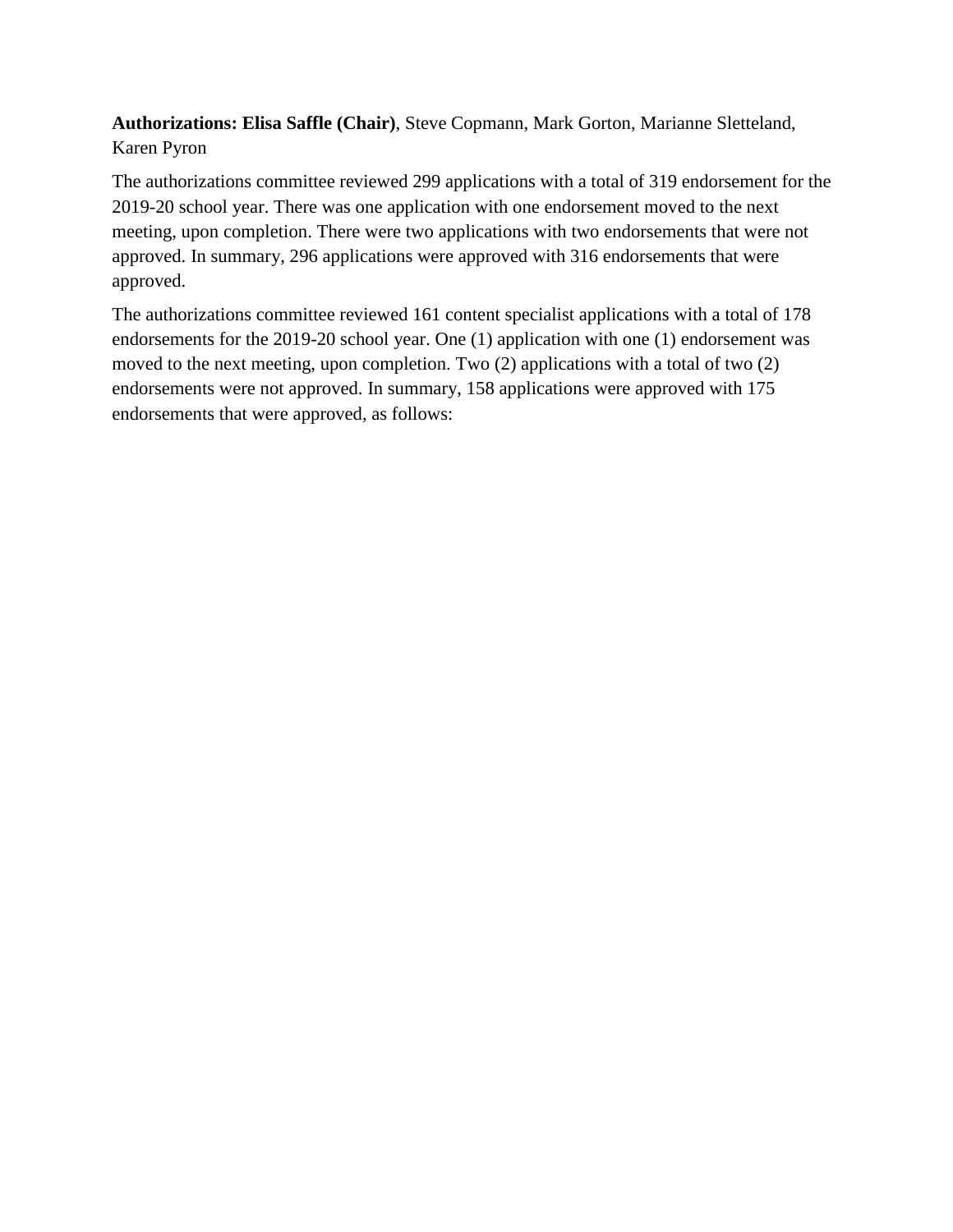**Authorizations: Elisa Saffle (Chair)**, Steve Copmann, Mark Gorton, Marianne Sletteland, Karen Pyron

The authorizations committee reviewed 299 applications with a total of 319 endorsement for the 2019-20 school year. There was one application with one endorsement moved to the next meeting, upon completion. There were two applications with two endorsements that were not approved. In summary, 296 applications were approved with 316 endorsements that were approved.

The authorizations committee reviewed 161 content specialist applications with a total of 178 endorsements for the 2019-20 school year. One (1) application with one (1) endorsement was moved to the next meeting, upon completion. Two (2) applications with a total of two (2) endorsements were not approved. In summary, 158 applications were approved with 175 endorsements that were approved, as follows: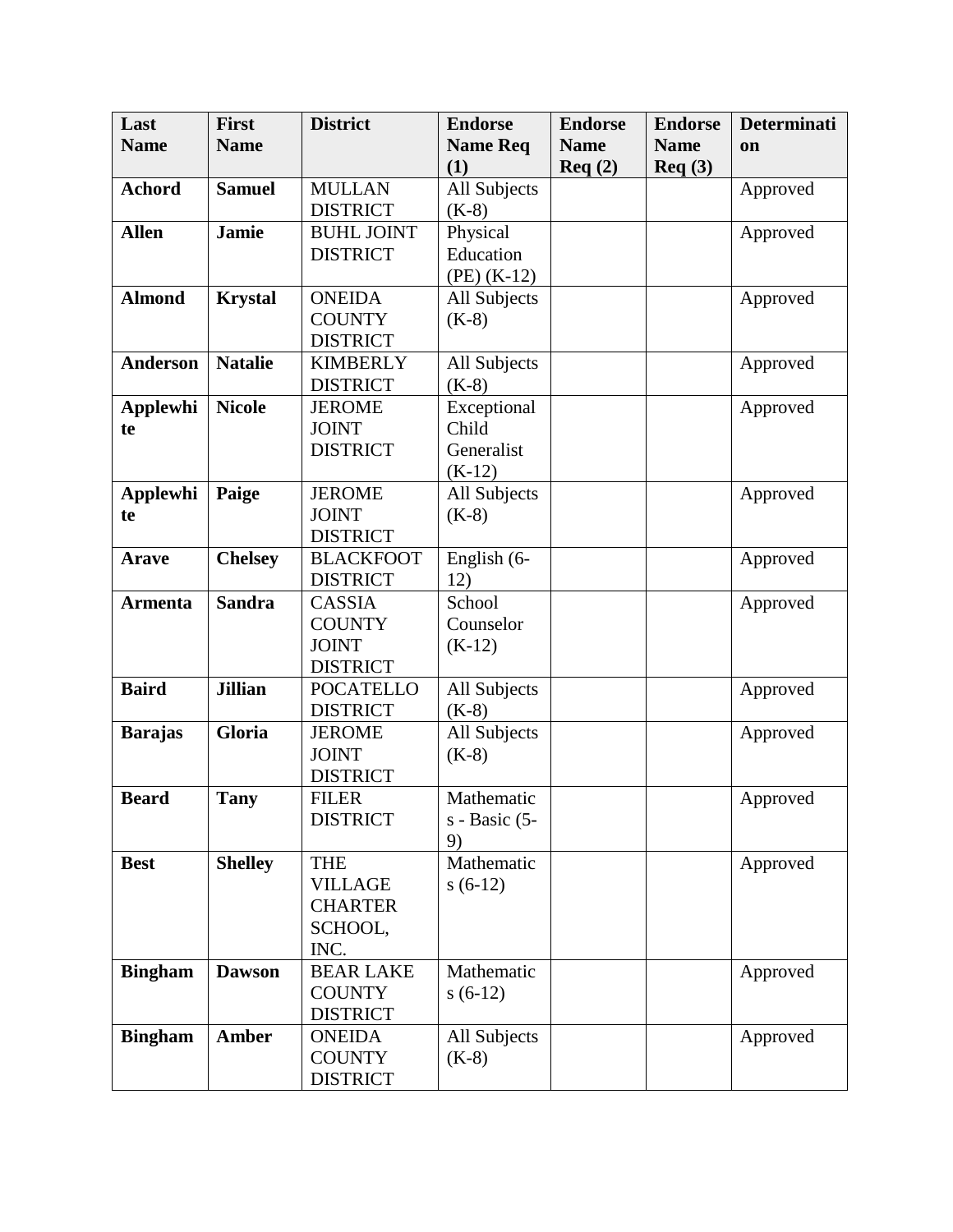| Last Name | First Name | District | Endorse Name Req (1) | Endorse Name Req (2) | Endorse Name Req (3) | Determination |
|---|---|---|---|---|---|---|
| **Achord** | **Samuel** | MULLAN DISTRICT | All Subjects (K-8) | | | Approved |
| **Allen** | **Jamie** | BUHL JOINT DISTRICT | Physical Education (PE) (K-12) | | | Approved |
| **Almond** | **Krystal** | ONEIDA COUNTY DISTRICT | All Subjects (K-8) | | | Approved |
| **Anderson** | **Natalie** | KIMBERLY DISTRICT | All Subjects (K-8) | | | Approved |
| **Applewhite** | **Nicole** | JEROME JOINT DISTRICT | Exceptional Child Generalist (K-12) | | | Approved |
| **Applewhite** | **Paige** | JEROME JOINT DISTRICT | All Subjects (K-8) | | | Approved |
| **Arave** | **Chelsey** | BLACKFOOT DISTRICT | English (6-12) | | | Approved |
| **Armenta** | **Sandra** | CASSIA COUNTY JOINT DISTRICT | School Counselor (K-12) | | | Approved |
| **Baird** | **Jillian** | POCATELLO DISTRICT | All Subjects (K-8) | | | Approved |
| **Barajas** | **Gloria** | JEROME JOINT DISTRICT | All Subjects (K-8) | | | Approved |
| **Beard** | **Tany** | FILER DISTRICT | Mathematics - Basic (5-9) | | | Approved |
| **Best** | **Shelley** | THE VILLAGE CHARTER SCHOOL, INC. | Mathematics (6-12) | | | Approved |
| **Bingham** | **Dawson** | BEAR LAKE COUNTY DISTRICT | Mathematics (6-12) | | | Approved |
| **Bingham** | **Amber** | ONEIDA COUNTY DISTRICT | All Subjects (K-8) | | | Approved |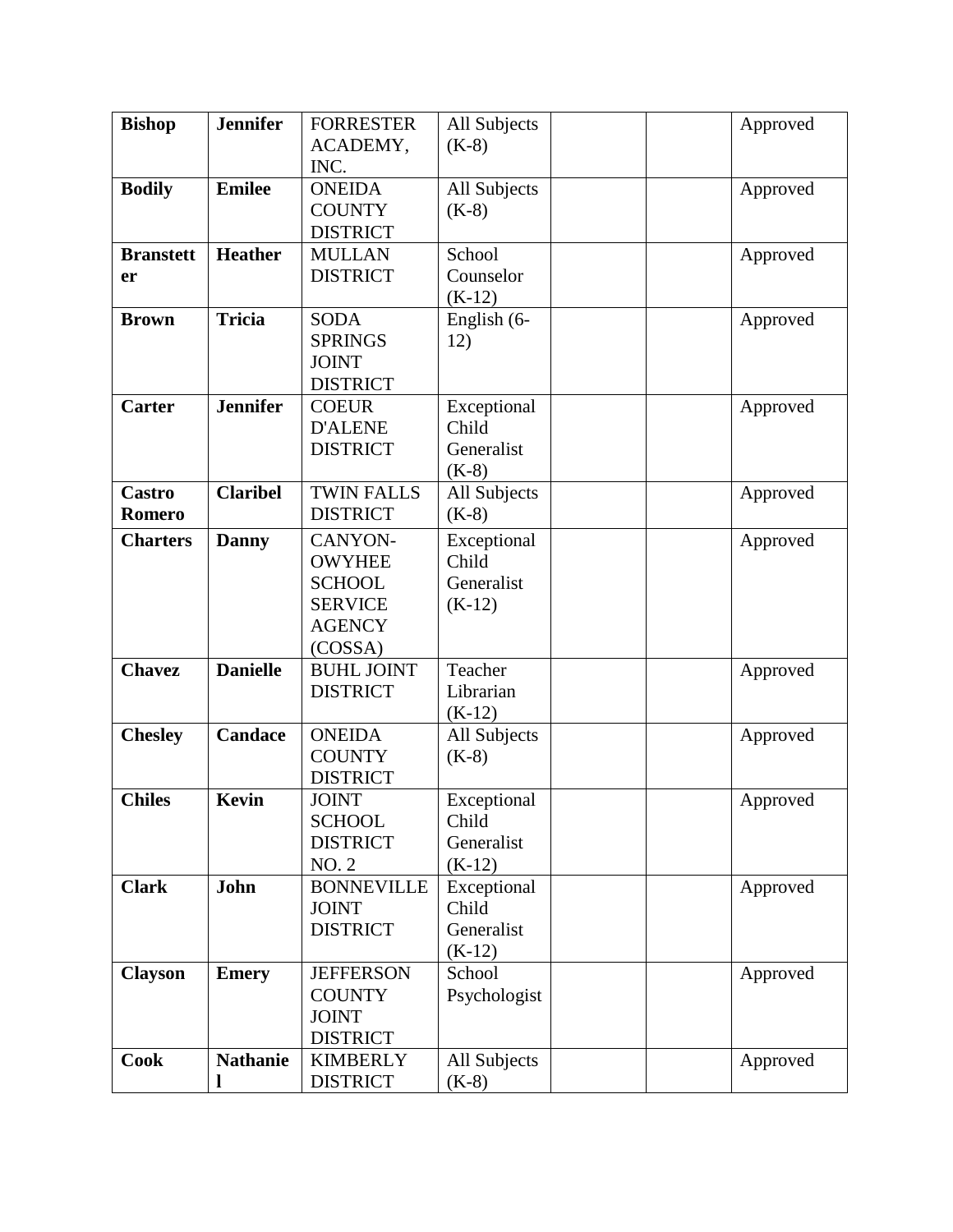| **Bishop** | **Jennifer** | FORRESTER ACADEMY, INC. | All Subjects (K-8) | | | Approved |
|---|---|---|---|---|---|---|
| **Bodily** | **Emilee** | ONEIDA COUNTY DISTRICT | All Subjects (K-8) | | | Approved |
| **Branstetter** | **Heather** | MULLAN DISTRICT | School Counselor (K-12) | | | Approved |
| **Brown** | **Tricia** | SODA SPRINGS JOINT DISTRICT | English (6-12) | | | Approved |
| **Carter** | **Jennifer** | COEUR D'ALENE DISTRICT | Exceptional Child Generalist (K-8) | | | Approved |
| **Castro Romero** | **Claribel** | TWIN FALLS DISTRICT | All Subjects (K-8) | | | Approved |
| **Charters** | **Danny** | CANYON-OWYHEE SCHOOL SERVICE AGENCY (COSSA) | Exceptional Child Generalist (K-12) | | | Approved |
| **Chavez** | **Danielle** | BUHL JOINT DISTRICT | Teacher Librarian (K-12) | | | Approved |
| **Chesley** | **Candace** | ONEIDA COUNTY DISTRICT | All Subjects (K-8) | | | Approved |
| **Chiles** | **Kevin** | JOINT SCHOOL DISTRICT NO. 2 | Exceptional Child Generalist (K-12) | | | Approved |
| **Clark** | **John** | BONNEVILLE JOINT DISTRICT | Exceptional Child Generalist (K-12) | | | Approved |
| **Clayson** | **Emery** | JEFFERSON COUNTY JOINT DISTRICT | School Psychologist | | | Approved |
| **Cook** | **Nathaniel** | KIMBERLY DISTRICT | All Subjects (K-8) | | | Approved |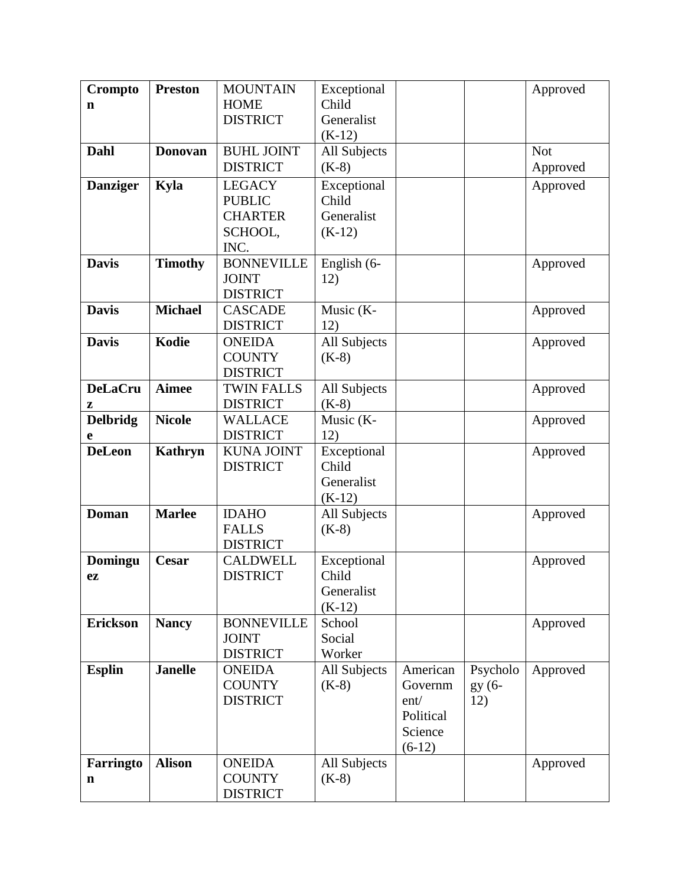| **Crompton** | **Preston** | MOUNTAIN HOME DISTRICT | Exceptional Child Generalist (K-12) | | | Approved |
|---|---|---|---|---|---|---|
| **Dahl** | **Donovan** | BUHL JOINT DISTRICT | All Subjects (K-8) | | | Not Approved |
| **Danziger** | **Kyla** | LEGACY PUBLIC CHARTER SCHOOL, INC. | Exceptional Child Generalist (K-12) | | | Approved |
| **Davis** | **Timothy** | BONNEVILLE JOINT DISTRICT | English (6-12) | | | Approved |
| **Davis** | **Michael** | CASCADE DISTRICT | Music (K-12) | | | Approved |
| **Davis** | **Kodie** | ONEIDA COUNTY DISTRICT | All Subjects (K-8) | | | Approved |
| **DeLaCruz** | **Aimee** | TWIN FALLS DISTRICT | All Subjects (K-8) | | | Approved |
| **Delbridge** | **Nicole** | WALLACE DISTRICT | Music (K-12) | | | Approved |
| **DeLeon** | **Kathryn** | KUNA JOINT DISTRICT | Exceptional Child Generalist (K-12) | | | Approved |
| **Doman** | **Marlee** | IDAHO FALLS DISTRICT | All Subjects (K-8) | | | Approved |
| **Dominguez** | **Cesar** | CALDWELL DISTRICT | Exceptional Child Generalist (K-12) | | | Approved |
| **Erickson** | **Nancy** | BONNEVILLE JOINT DISTRICT | School Social Worker | | | Approved |
| **Esplin** | **Janelle** | ONEIDA COUNTY DISTRICT | All Subjects (K-8) | American Government/ Political Science (6-12) | Psychology (6-12) | Approved |
| **Farrington** | **Alison** | ONEIDA COUNTY DISTRICT | All Subjects (K-8) | | | Approved |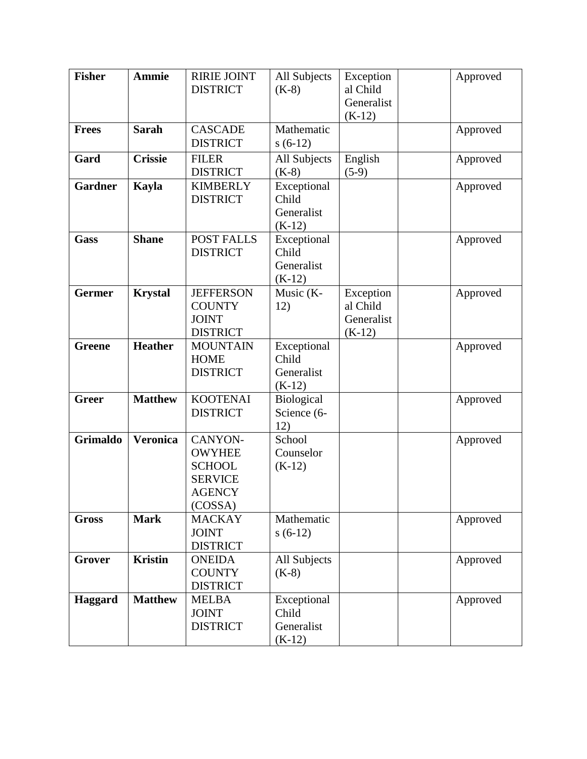| **Fisher** | **Ammie** | RIRIE JOINT DISTRICT | All Subjects (K-8) | Exceptional Child Generalist (K-12) | | Approved |
|---|---|---|---|---|---|---|
| **Frees** | **Sarah** | CASCADE DISTRICT | Mathematics (6-12) | | | Approved |
| **Gard** | **Crissie** | FILER DISTRICT | All Subjects (K-8) | English (5-9) | | Approved |
| **Gardner** | **Kayla** | KIMBERLY DISTRICT | Exceptional Child Generalist (K-12) | | | Approved |
| **Gass** | **Shane** | POST FALLS DISTRICT | Exceptional Child Generalist (K-12) | | | Approved |
| **Germer** | **Krystal** | JEFFERSON COUNTY JOINT DISTRICT | Music (K-12) | Exceptional Child Generalist (K-12) | | Approved |
| **Greene** | **Heather** | MOUNTAIN HOME DISTRICT | Exceptional Child Generalist (K-12) | | | Approved |
| **Greer** | **Matthew** | KOOTENAI DISTRICT | Biological Science (6-12) | | | Approved |
| **Grimaldo** | **Veronica** | CANYON-OWYHEE SCHOOL SERVICE AGENCY (COSSA) | School Counselor (K-12) | | | Approved |
| **Gross** | **Mark** | MACKAY JOINT DISTRICT | Mathematics (6-12) | | | Approved |
| **Grover** | **Kristin** | ONEIDA COUNTY DISTRICT | All Subjects (K-8) | | | Approved |
| **Haggard** | **Matthew** | MELBA JOINT DISTRICT | Exceptional Child Generalist (K-12) | | | Approved |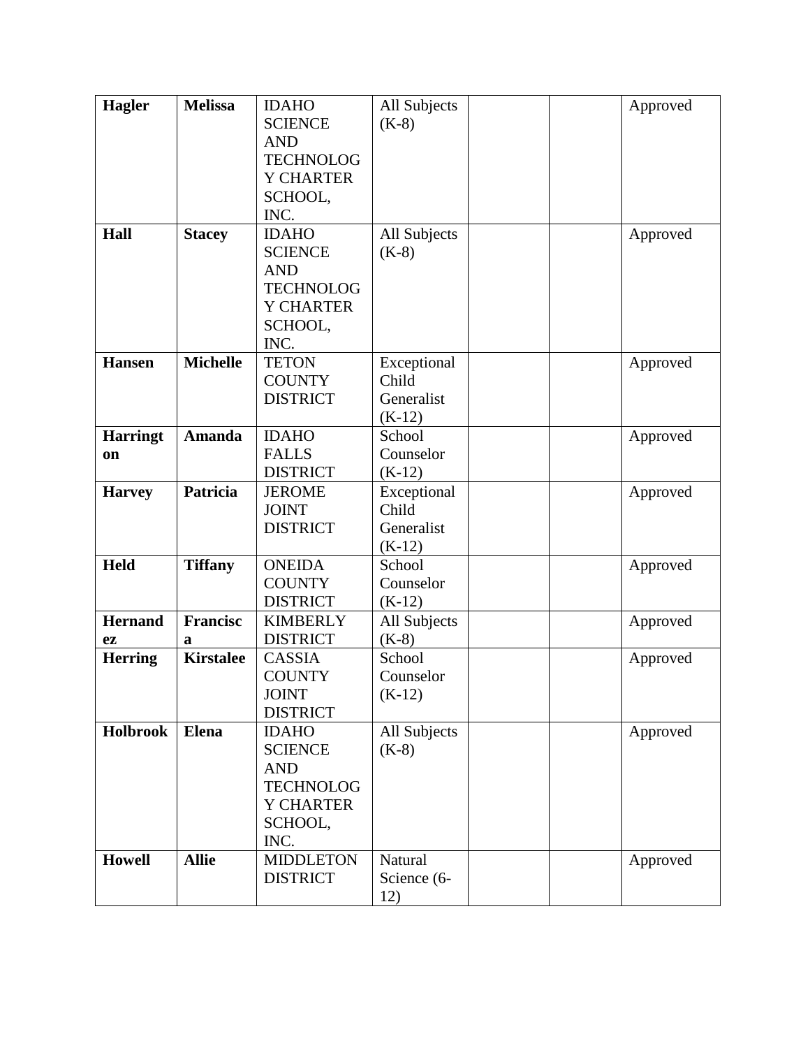| **Hagler** | **Melissa** | IDAHO SCIENCE AND TECHNOLOGY CHARTER SCHOOL, INC. | All Subjects (K-8) | | | Approved |
|---|---|---|---|---|---|---|
| **Hall** | **Stacey** | IDAHO SCIENCE AND TECHNOLOGY CHARTER SCHOOL, INC. | All Subjects (K-8) | | | Approved |
| **Hansen** | **Michelle** | TETON COUNTY DISTRICT | Exceptional Child Generalist (K-12) | | | Approved |
| **Harrington** | **Amanda** | IDAHO FALLS DISTRICT | School Counselor (K-12) | | | Approved |
| **Harvey** | **Patricia** | JEROME JOINT DISTRICT | Exceptional Child Generalist (K-12) | | | Approved |
| **Held** | **Tiffany** | ONEIDA COUNTY DISTRICT | School Counselor (K-12) | | | Approved |
| **Hernandez** | **Francisca** | KIMBERLY DISTRICT | All Subjects (K-8) | | | Approved |
| **Herring** | **Kirstalee** | CASSIA COUNTY JOINT DISTRICT | School Counselor (K-12) | | | Approved |
| **Holbrook** | **Elena** | IDAHO SCIENCE AND TECHNOLOGY CHARTER SCHOOL, INC. | All Subjects (K-8) | | | Approved |
| **Howell** | **Allie** | MIDDLETON DISTRICT | Natural Science (6-12) | | | Approved |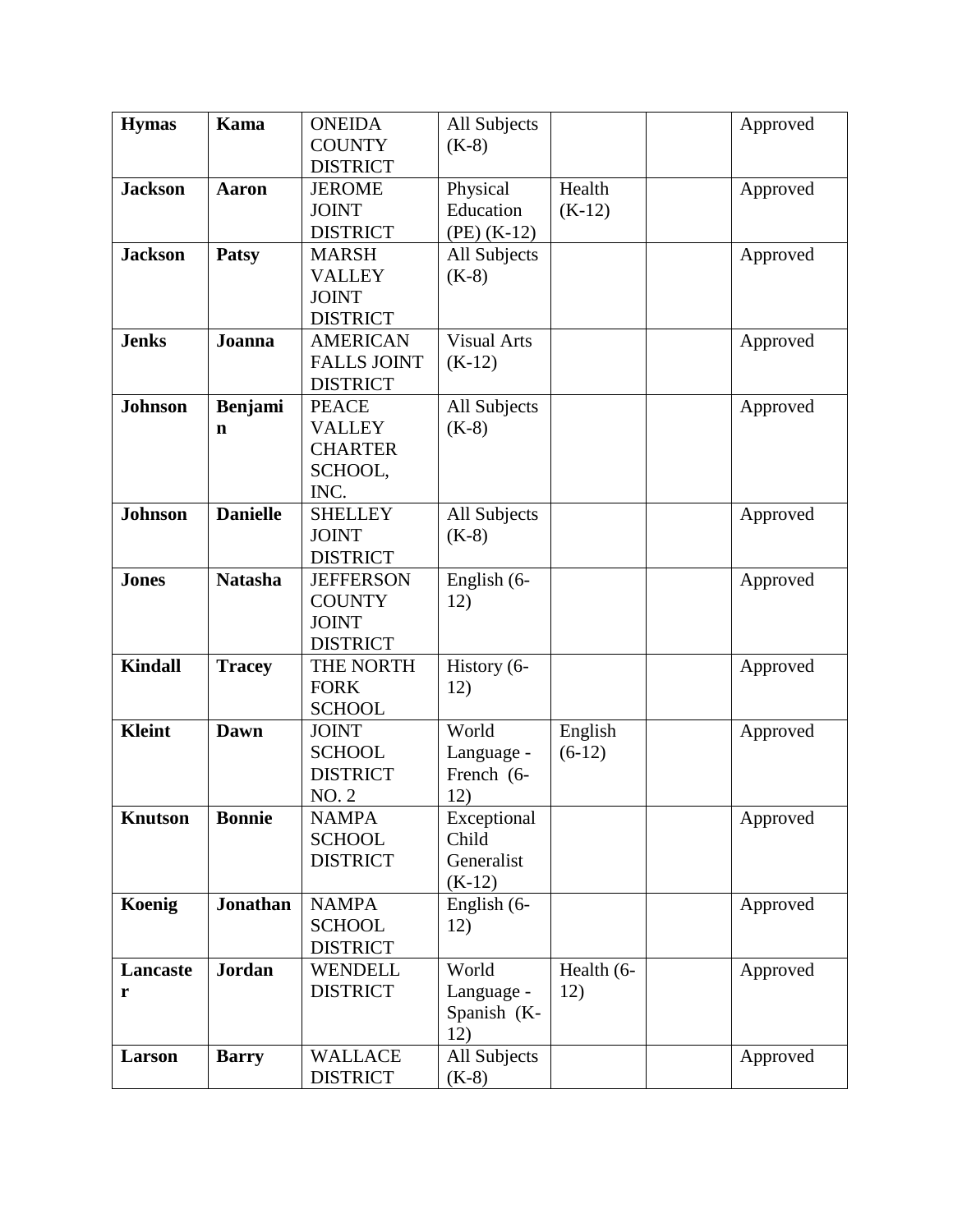| **Hymas** | **Kama** | ONEIDA COUNTY DISTRICT | All Subjects (K-8) | | | Approved |
|---|---|---|---|---|---|---|
| **Jackson** | **Aaron** | JEROME JOINT DISTRICT | Physical Education (PE) (K-12) | Health (K-12) | | Approved |
| **Jackson** | **Patsy** | MARSH VALLEY JOINT DISTRICT | All Subjects (K-8) | | | Approved |
| **Jenks** | **Joanna** | AMERICAN FALLS JOINT DISTRICT | Visual Arts (K-12) | | | Approved |
| **Johnson** | **Benjamin** | PEACE VALLEY CHARTER SCHOOL, INC. | All Subjects (K-8) | | | Approved |
| **Johnson** | **Danielle** | SHELLEY JOINT DISTRICT | All Subjects (K-8) | | | Approved |
| **Jones** | **Natasha** | JEFFERSON COUNTY JOINT DISTRICT | English (6-12) | | | Approved |
| **Kindall** | **Tracey** | THE NORTH FORK SCHOOL | History (6-12) | | | Approved |
| **Kleint** | **Dawn** | JOINT SCHOOL DISTRICT NO. 2 | World Language - French (6-12) | English (6-12) | | Approved |
| **Knutson** | **Bonnie** | NAMPA SCHOOL DISTRICT | Exceptional Child Generalist (K-12) | | | Approved |
| **Koenig** | **Jonathan** | NAMPA SCHOOL DISTRICT | English (6-12) | | | Approved |
| **Lancaster** | **Jordan** | WENDELL DISTRICT | World Language - Spanish (K-12) | Health (6-12) | | Approved |
| **Larson** | **Barry** | WALLACE DISTRICT | All Subjects (K-8) | | | Approved |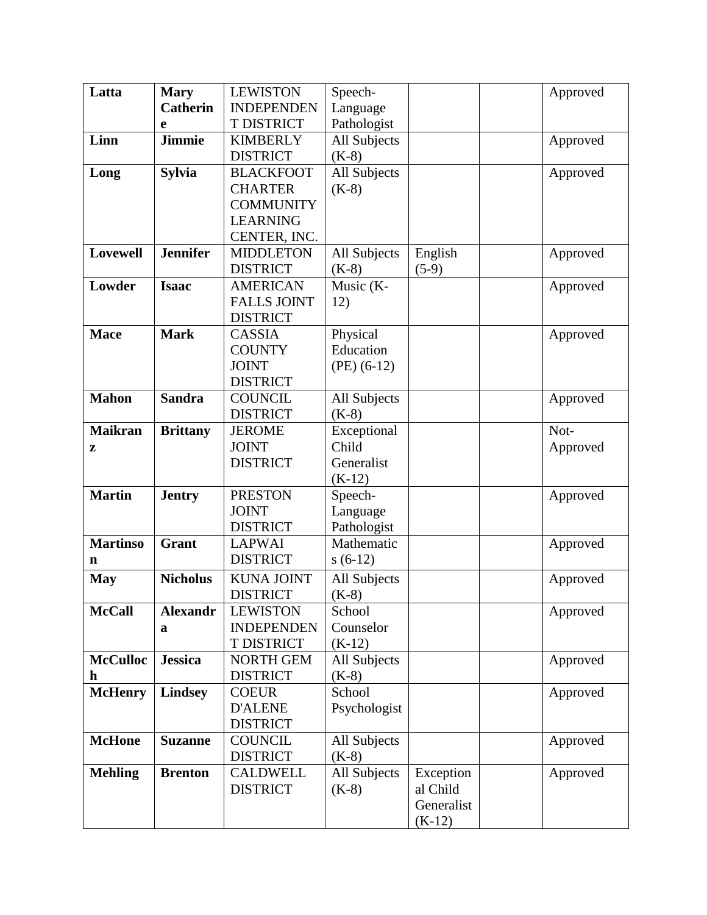| Latta | Mary Catherine | LEWISTON INDEPENDENT DISTRICT | Speech-Language Pathologist | | | Approved |
|---|---|---|---|---|---|---|
| Linn | Jimmie | KIMBERLY DISTRICT | All Subjects (K-8) | | | Approved |
| Long | Sylvia | BLACKFOOT CHARTER COMMUNITY LEARNING CENTER, INC. | All Subjects (K-8) | | | Approved |
| Lovewell | Jennifer | MIDDLETON DISTRICT | All Subjects (K-8) | English (5-9) | | Approved |
| Lowder | Isaac | AMERICAN FALLS JOINT DISTRICT | Music (K-12) | | | Approved |
| Mace | Mark | CASSIA COUNTY JOINT DISTRICT | Physical Education (PE) (6-12) | | | Approved |
| Mahon | Sandra | COUNCIL DISTRICT | All Subjects (K-8) | | | Approved |
| Maikranz | Brittany | JEROME JOINT DISTRICT | Exceptional Child Generalist (K-12) | | | Not-Approved |
| Martin | Jentry | PRESTON JOINT DISTRICT | Speech-Language Pathologist | | | Approved |
| Martinson | Grant | LAPWAI DISTRICT | Mathematics (6-12) | | | Approved |
| May | Nicholus | KUNA JOINT DISTRICT | All Subjects (K-8) | | | Approved |
| McCall | Alexandra | LEWISTON INDEPENDENT DISTRICT | School Counselor (K-12) | | | Approved |
| McCulloch | Jessica | NORTH GEM DISTRICT | All Subjects (K-8) | | | Approved |
| McHenry | Lindsey | COEUR D'ALENE DISTRICT | School Psychologist | | | Approved |
| McHone | Suzanne | COUNCIL DISTRICT | All Subjects (K-8) | | | Approved |
| Mehling | Brenton | CALDWELL DISTRICT | All Subjects (K-8) | Exceptional Child Generalist (K-12) | | Approved |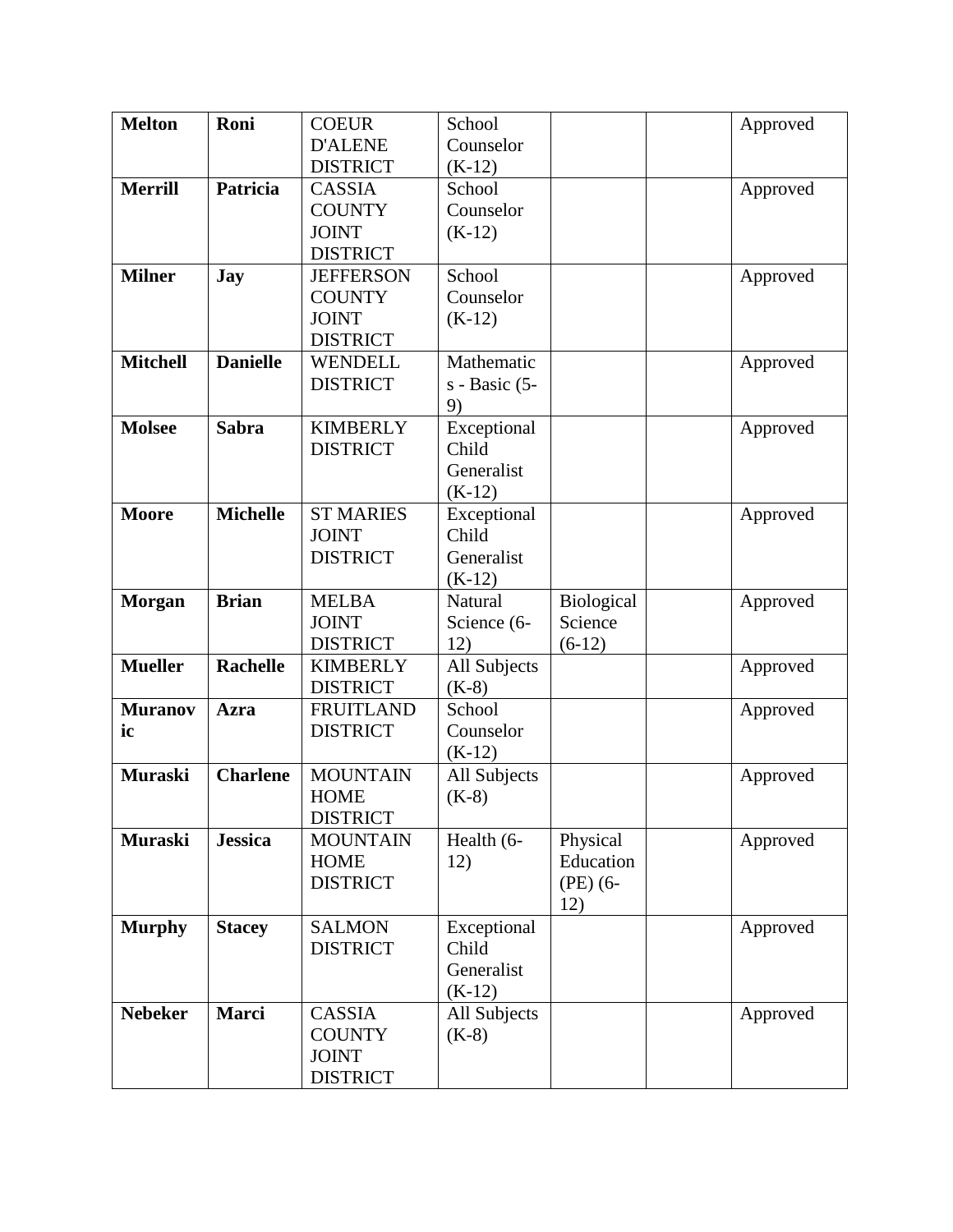| **Melton** | **Roni** | COEUR D'ALENE DISTRICT | School Counselor (K-12) | | | Approved |
|---|---|---|---|---|---|---|
| **Merrill** | **Patricia** | CASSIA COUNTY JOINT DISTRICT | School Counselor (K-12) | | | Approved |
| **Milner** | **Jay** | JEFFERSON COUNTY JOINT DISTRICT | School Counselor (K-12) | | | Approved |
| **Mitchell** | **Danielle** | WENDELL DISTRICT | Mathematics - Basic (5-9) | | | Approved |
| **Molsee** | **Sabra** | KIMBERLY DISTRICT | Exceptional Child Generalist (K-12) | | | Approved |
| **Moore** | **Michelle** | ST MARIES JOINT DISTRICT | Exceptional Child Generalist (K-12) | | | Approved |
| **Morgan** | **Brian** | MELBA JOINT DISTRICT | Natural Science (6-12) | Biological Science (6-12) | | Approved |
| **Mueller** | **Rachelle** | KIMBERLY DISTRICT | All Subjects (K-8) | | | Approved |
| **Muranovic** | **Azra** | FRUITLAND DISTRICT | School Counselor (K-12) | | | Approved |
| **Muraski** | **Charlene** | MOUNTAIN HOME DISTRICT | All Subjects (K-8) | | | Approved |
| **Muraski** | **Jessica** | MOUNTAIN HOME DISTRICT | Health (6-12) | Physical Education (PE) (6-12) | | Approved |
| **Murphy** | **Stacey** | SALMON DISTRICT | Exceptional Child Generalist (K-12) | | | Approved |
| **Nebeker** | **Marci** | CASSIA COUNTY JOINT DISTRICT | All Subjects (K-8) | | | Approved |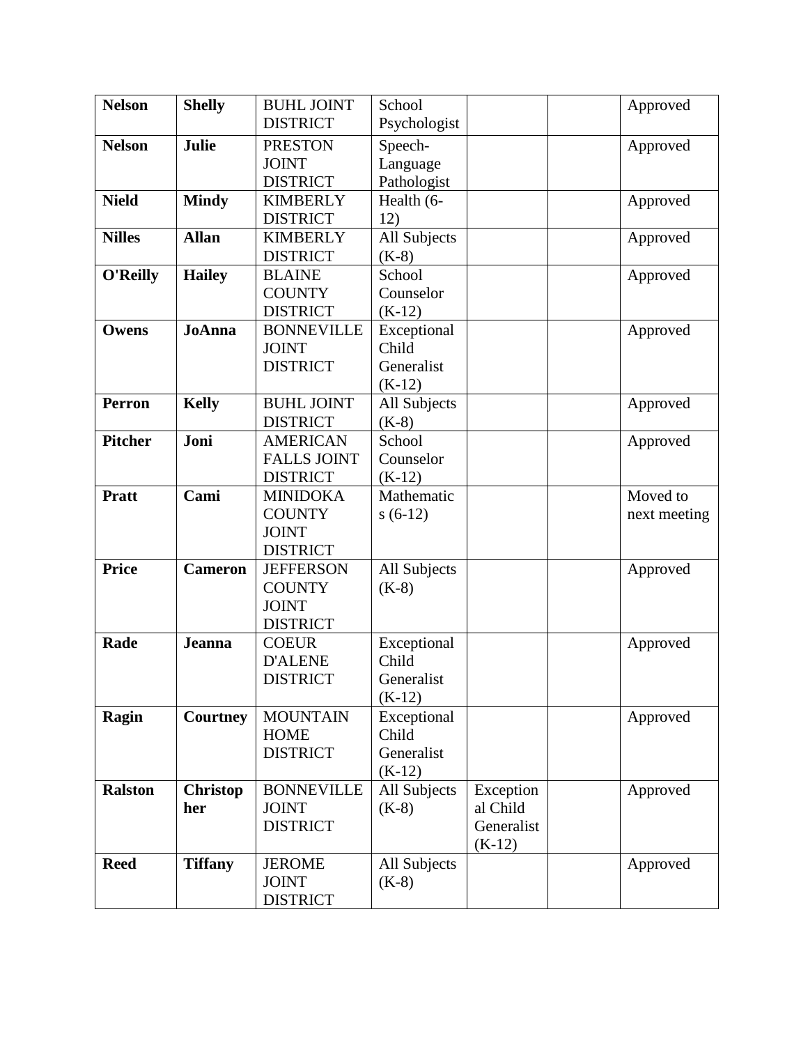| **Nelson** | **Shelly** | BUHL JOINT DISTRICT | School Psychologist | | | Approved |
|---|---|---|---|---|---|---|
| **Nelson** | **Julie** | PRESTON JOINT DISTRICT | Speech-Language Pathologist | | | Approved |
| **Nield** | **Mindy** | KIMBERLY DISTRICT | Health (6-12) | | | Approved |
| **Nilles** | **Allan** | KIMBERLY DISTRICT | All Subjects (K-8) | | | Approved |
| **O'Reilly** | **Hailey** | BLAINE COUNTY DISTRICT | School Counselor (K-12) | | | Approved |
| **Owens** | **JoAnna** | BONNEVILLE JOINT DISTRICT | Exceptional Child Generalist (K-12) | | | Approved |
| **Perron** | **Kelly** | BUHL JOINT DISTRICT | All Subjects (K-8) | | | Approved |
| **Pitcher** | **Joni** | AMERICAN FALLS JOINT DISTRICT | School Counselor (K-12) | | | Approved |
| **Pratt** | **Cami** | MINIDOKA COUNTY JOINT DISTRICT | Mathematics (6-12) | | | Moved to next meeting |
| **Price** | **Cameron** | JEFFERSON COUNTY JOINT DISTRICT | All Subjects (K-8) | | | Approved |
| **Rade** | **Jeanna** | COEUR D'ALENE DISTRICT | Exceptional Child Generalist (K-12) | | | Approved |
| **Ragin** | **Courtney** | MOUNTAIN HOME DISTRICT | Exceptional Child Generalist (K-12) | | | Approved |
| **Ralston** | **Christopher** | BONNEVILLE JOINT DISTRICT | All Subjects (K-8) | Exceptional Child Generalist (K-12) | | Approved |
| **Reed** | **Tiffany** | JEROME JOINT DISTRICT | All Subjects (K-8) | | | Approved |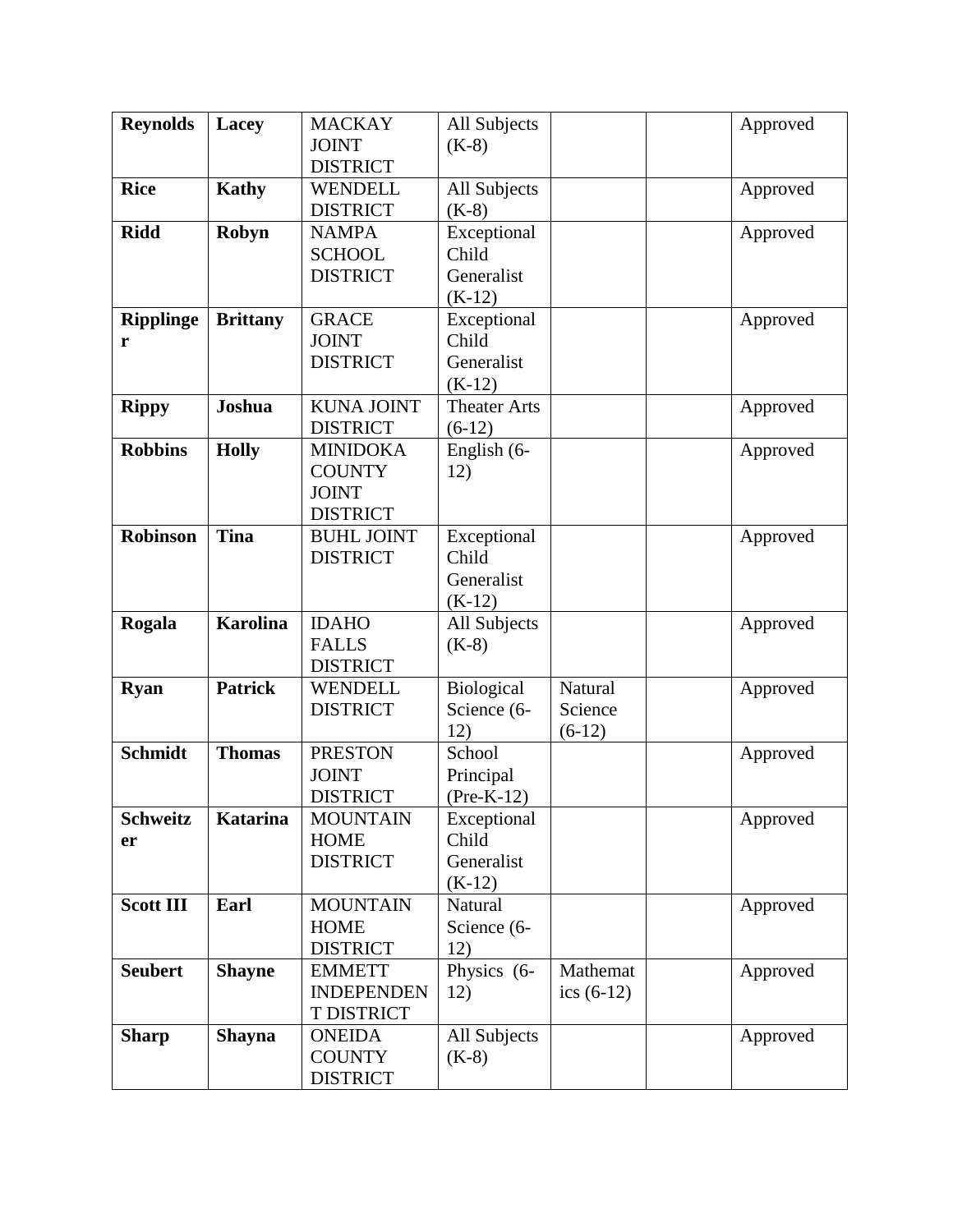| **Reynolds** | **Lacey** | MACKAY JOINT DISTRICT | All Subjects (K-8) | | | Approved |
|---|---|---|---|---|---|---|
| **Rice** | **Kathy** | WENDELL DISTRICT | All Subjects (K-8) | | | Approved |
| **Ridd** | **Robyn** | NAMPA SCHOOL DISTRICT | Exceptional Child Generalist (K-12) | | | Approved |
| **Ripplinger** | **Brittany** | GRACE JOINT DISTRICT | Exceptional Child Generalist (K-12) | | | Approved |
| **Rippy** | **Joshua** | KUNA JOINT DISTRICT | Theater Arts (6-12) | | | Approved |
| **Robbins** | **Holly** | MINIDOKA COUNTY JOINT DISTRICT | English (6-12) | | | Approved |
| **Robinson** | **Tina** | BUHL JOINT DISTRICT | Exceptional Child Generalist (K-12) | | | Approved |
| **Rogala** | **Karolina** | IDAHO FALLS DISTRICT | All Subjects (K-8) | | | Approved |
| **Ryan** | **Patrick** | WENDELL DISTRICT | Biological Science (6-12) | Natural Science (6-12) | | Approved |
| **Schmidt** | **Thomas** | PRESTON JOINT DISTRICT | School Principal (Pre-K-12) | | | Approved |
| **Schweitzer** | **Katarina** | MOUNTAIN HOME DISTRICT | Exceptional Child Generalist (K-12) | | | Approved |
| **Scott III** | **Earl** | MOUNTAIN HOME DISTRICT | Natural Science (6-12) | | | Approved |
| **Seubert** | **Shayne** | EMMETT INDEPENDENT DISTRICT | Physics (6-12) | Mathematics (6-12) | | Approved |
| **Sharp** | **Shayna** | ONEIDA COUNTY DISTRICT | All Subjects (K-8) | | | Approved |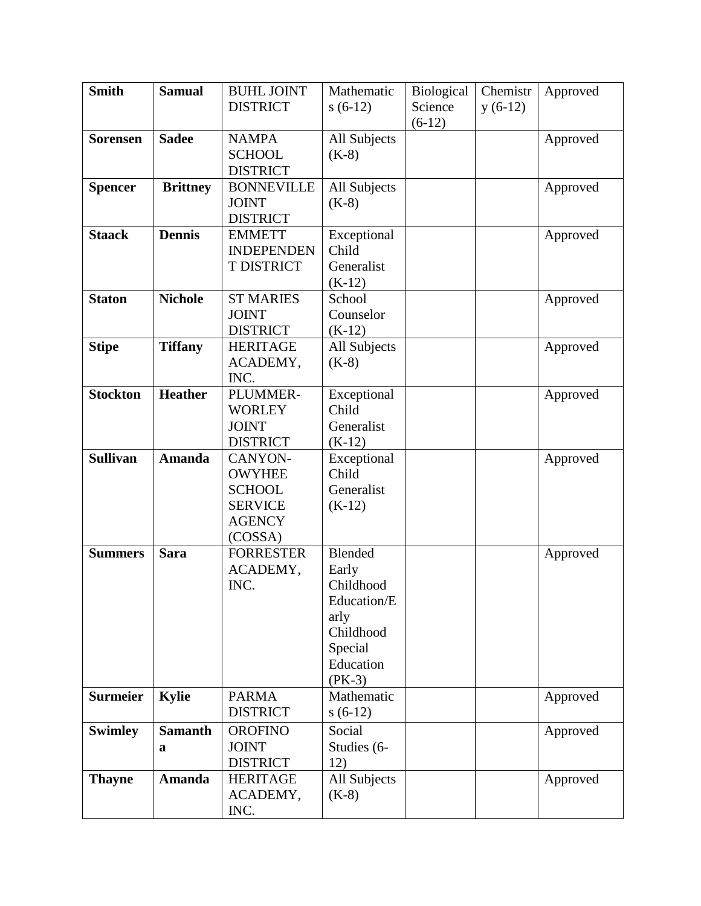| **Smith** | **Samual** | BUHL JOINT DISTRICT | Mathematics (6-12) | Biological Science (6-12) | Chemistry (6-12) | Approved |
|---|---|---|---|---|---|---|
| **Sorensen** | **Sadee** | NAMPA SCHOOL DISTRICT | All Subjects (K-8) | | | Approved |
| **Spencer** | **Brittney** | BONNEVILLE JOINT DISTRICT | All Subjects (K-8) | | | Approved |
| **Staack** | **Dennis** | EMMETT INDEPENDENT DISTRICT | Exceptional Child Generalist (K-12) | | | Approved |
| **Staton** | **Nichole** | ST MARIES JOINT DISTRICT | School Counselor (K-12) | | | Approved |
| **Stipe** | **Tiffany** | HERITAGE ACADEMY, INC. | All Subjects (K-8) | | | Approved |
| **Stockton** | **Heather** | PLUMMER-WORLEY JOINT DISTRICT | Exceptional Child Generalist (K-12) | | | Approved |
| **Sullivan** | **Amanda** | CANYON-OWYHEE SCHOOL SERVICE AGENCY (COSSA) | Exceptional Child Generalist (K-12) | | | Approved |
| **Summers** | **Sara** | FORRESTER ACADEMY, INC. | Blended Early Childhood Education/Early Childhood Special Education (PK-3) | | | Approved |
| **Surmeier** | **Kylie** | PARMA DISTRICT | Mathematics (6-12) | | | Approved |
| **Swimley** | **Samantha** | OROFINO JOINT DISTRICT | Social Studies (6-12) | | | Approved |
| **Thayne** | **Amanda** | HERITAGE ACADEMY, INC. | All Subjects (K-8) | | | Approved |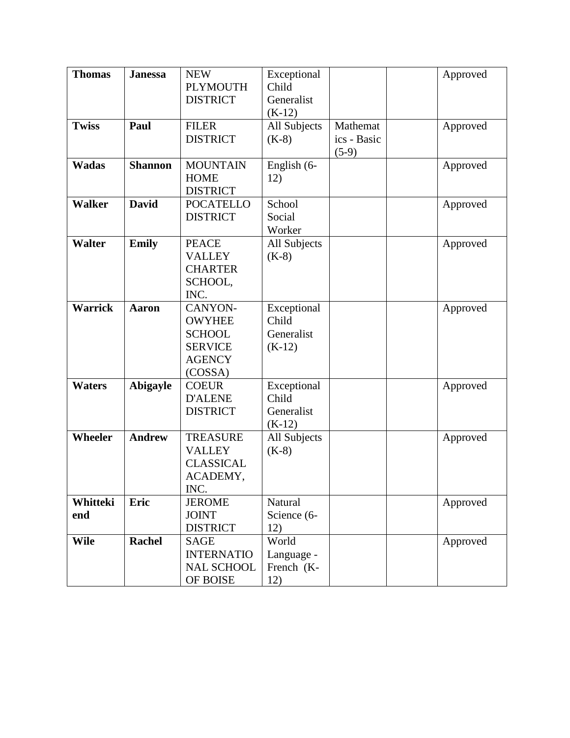| **Thomas** | **Janessa** | NEW PLYMOUTH DISTRICT | Exceptional Child Generalist (K-12) | | | Approved |
|---|---|---|---|---|---|---|
| **Twiss** | **Paul** | FILER DISTRICT | All Subjects (K-8) | Mathematics - Basic (5-9) | | Approved |
| **Wadas** | **Shannon** | MOUNTAIN HOME DISTRICT | English (6-12) | | | Approved |
| **Walker** | **David** | POCATELLO DISTRICT | School Social Worker | | | Approved |
| **Walter** | **Emily** | PEACE VALLEY CHARTER SCHOOL, INC. | All Subjects (K-8) | | | Approved |
| **Warrick** | **Aaron** | CANYON-OWYHEE SCHOOL SERVICE AGENCY (COSSA) | Exceptional Child Generalist (K-12) | | | Approved |
| **Waters** | **Abigayle** | COEUR D'ALENE DISTRICT | Exceptional Child Generalist (K-12) | | | Approved |
| **Wheeler** | **Andrew** | TREASURE VALLEY CLASSICAL ACADEMY, INC. | All Subjects (K-8) | | | Approved |
| **Whittekiend** | **Eric** | JEROME JOINT DISTRICT | Natural Science (6-12) | | | Approved |
| **Wile** | **Rachel** | SAGE INTERNATIONAL SCHOOL OF BOISE | World Language - French (K-12) | | | Approved |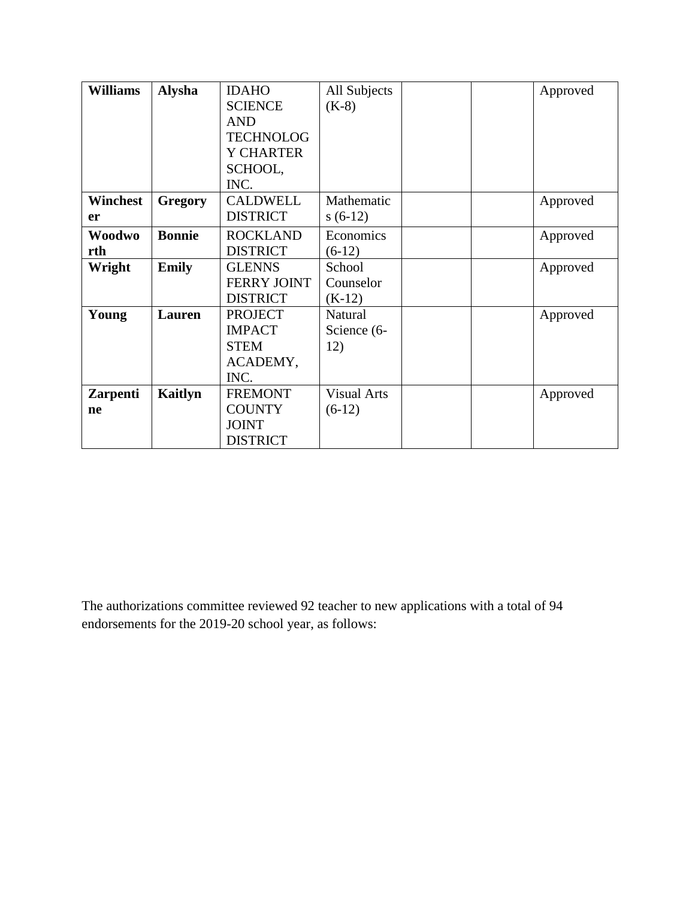| **Williams** | **Alysha** | IDAHO SCIENCE AND TECHNOLOGY CHARTER SCHOOL, INC. | All Subjects (K-8) | | | Approved |
|---|---|---|---|---|---|---|
| **Winchester** | **Gregory** | CALDWELL DISTRICT | Mathematics (6-12) | | | Approved |
| **Woodworth** | **Bonnie** | ROCKLAND DISTRICT | Economics (6-12) | | | Approved |
| **Wright** | **Emily** | GLENNS FERRY JOINT DISTRICT | School Counselor (K-12) | | | Approved |
| **Young** | **Lauren** | PROJECT IMPACT STEM ACADEMY, INC. | Natural Science (6-12) | | | Approved |
| **Zarpentine** | **Kaitlyn** | FREMONT COUNTY JOINT DISTRICT | Visual Arts (6-12) | | | Approved |

The authorizations committee reviewed 92 teacher to new applications with a total of 94 endorsements for the 2019-20 school year, as follows: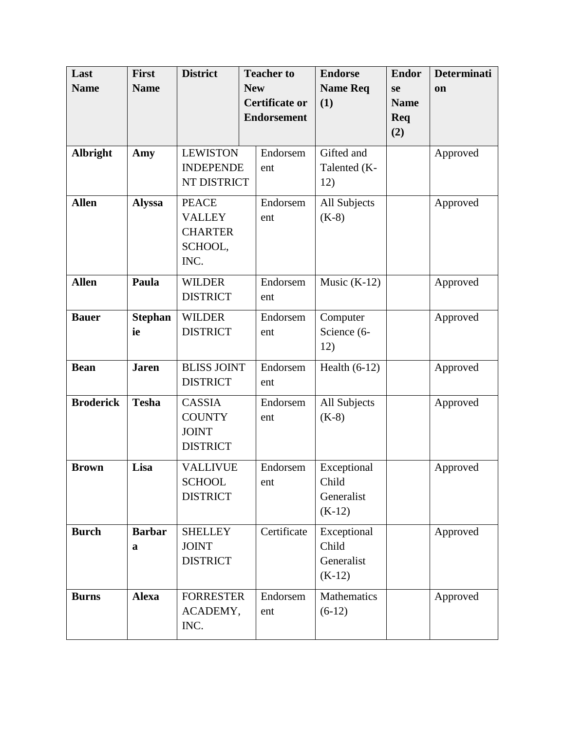| Last Name | First Name | District | Teacher to New Certificate or Endorsement | Endorse Name Req (1) | Endorse Name Req (2) | Determination |
|---|---|---|---|---|---|---|
| **Albright** | **Amy** | LEWISTON INDEPENDENT DISTRICT | Endorsement | Gifted and Talented (K-12) | | Approved |
| **Allen** | **Alyssa** | PEACE VALLEY CHARTER SCHOOL, INC. | Endorsement | All Subjects (K-8) | | Approved |
| **Allen** | **Paula** | WILDER DISTRICT | Endorsement | Music (K-12) | | Approved |
| **Bauer** | **Stephanie** | WILDER DISTRICT | Endorsement | Computer Science (6-12) | | Approved |
| **Bean** | **Jaren** | BLISS JOINT DISTRICT | Endorsement | Health (6-12) | | Approved |
| **Broderick** | **Tesha** | CASSIA COUNTY JOINT DISTRICT | Endorsement | All Subjects (K-8) | | Approved |
| **Brown** | **Lisa** | VALLIVUE SCHOOL DISTRICT | Endorsement | Exceptional Child Generalist (K-12) | | Approved |
| **Burch** | **Barbara** | SHELLEY JOINT DISTRICT | Certificate | Exceptional Child Generalist (K-12) | | Approved |
| **Burns** | **Alexa** | FORRESTER ACADEMY, INC. | Endorsement | Mathematics (6-12) | | Approved |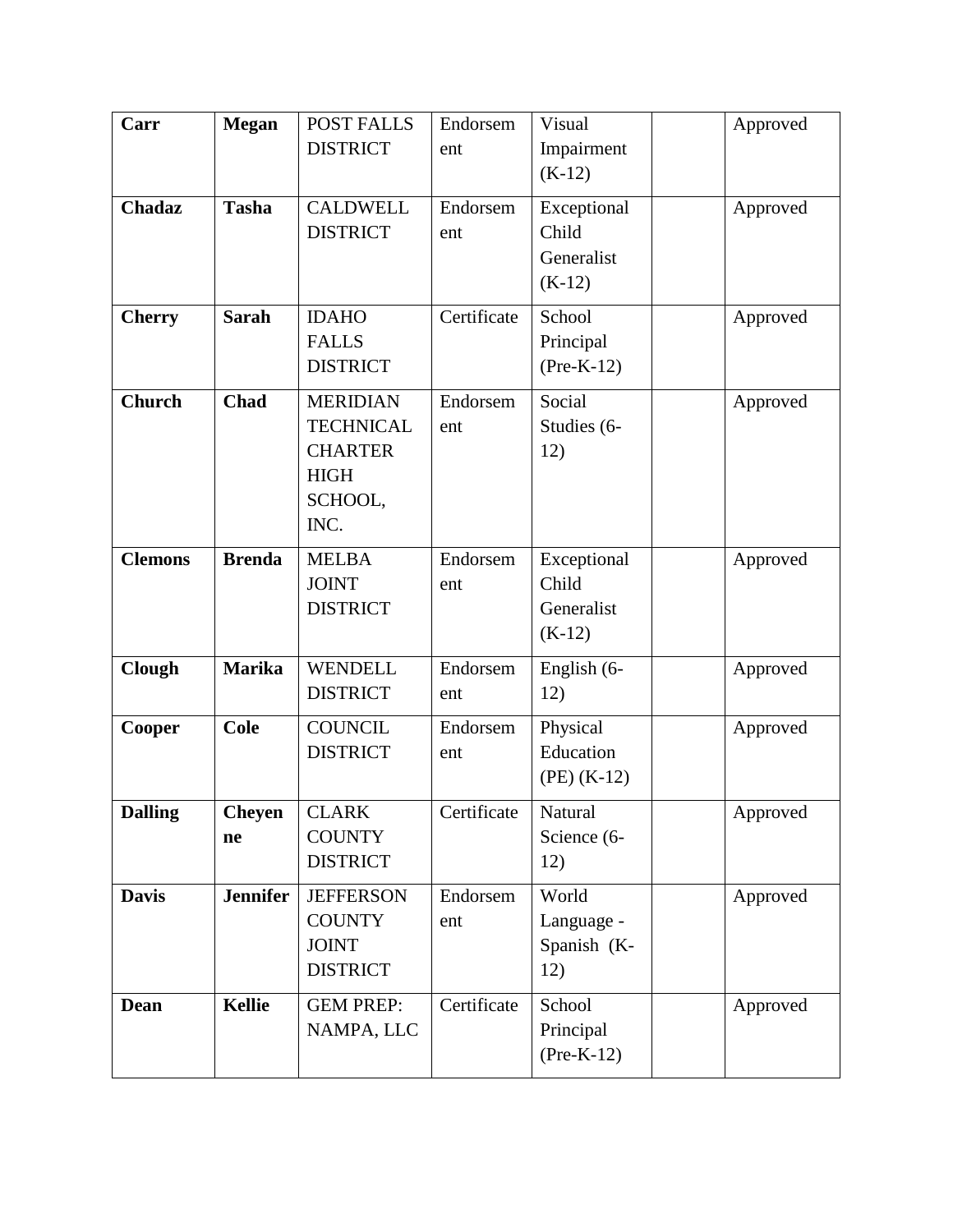| | | | | | | |
|---|---|---|---|---|---|---|
| **Carr** | **Megan** | POST FALLS DISTRICT | Endorsement | Visual Impairment (K-12) | | Approved |
| **Chadaz** | **Tasha** | CALDWELL DISTRICT | Endorsement | Exceptional Child Generalist (K-12) | | Approved |
| **Cherry** | **Sarah** | IDAHO FALLS DISTRICT | Certificate | School Principal (Pre-K-12) | | Approved |
| **Church** | **Chad** | MERIDIAN TECHNICAL CHARTER HIGH SCHOOL, INC. | Endorsement | Social Studies (6-12) | | Approved |
| **Clemons** | **Brenda** | MELBA JOINT DISTRICT | Endorsement | Exceptional Child Generalist (K-12) | | Approved |
| **Clough** | **Marika** | WENDELL DISTRICT | Endorsement | English (6-12) | | Approved |
| **Cooper** | **Cole** | COUNCIL DISTRICT | Endorsement | Physical Education (PE) (K-12) | | Approved |
| **Dalling** | **Cheyenne** | CLARK COUNTY DISTRICT | Certificate | Natural Science (6-12) | | Approved |
| **Davis** | **Jennifer** | JEFFERSON COUNTY JOINT DISTRICT | Endorsement | World Language - Spanish (K-12) | | Approved |
| **Dean** | **Kellie** | GEM PREP: NAMPA, LLC | Certificate | School Principal (Pre-K-12) | | Approved |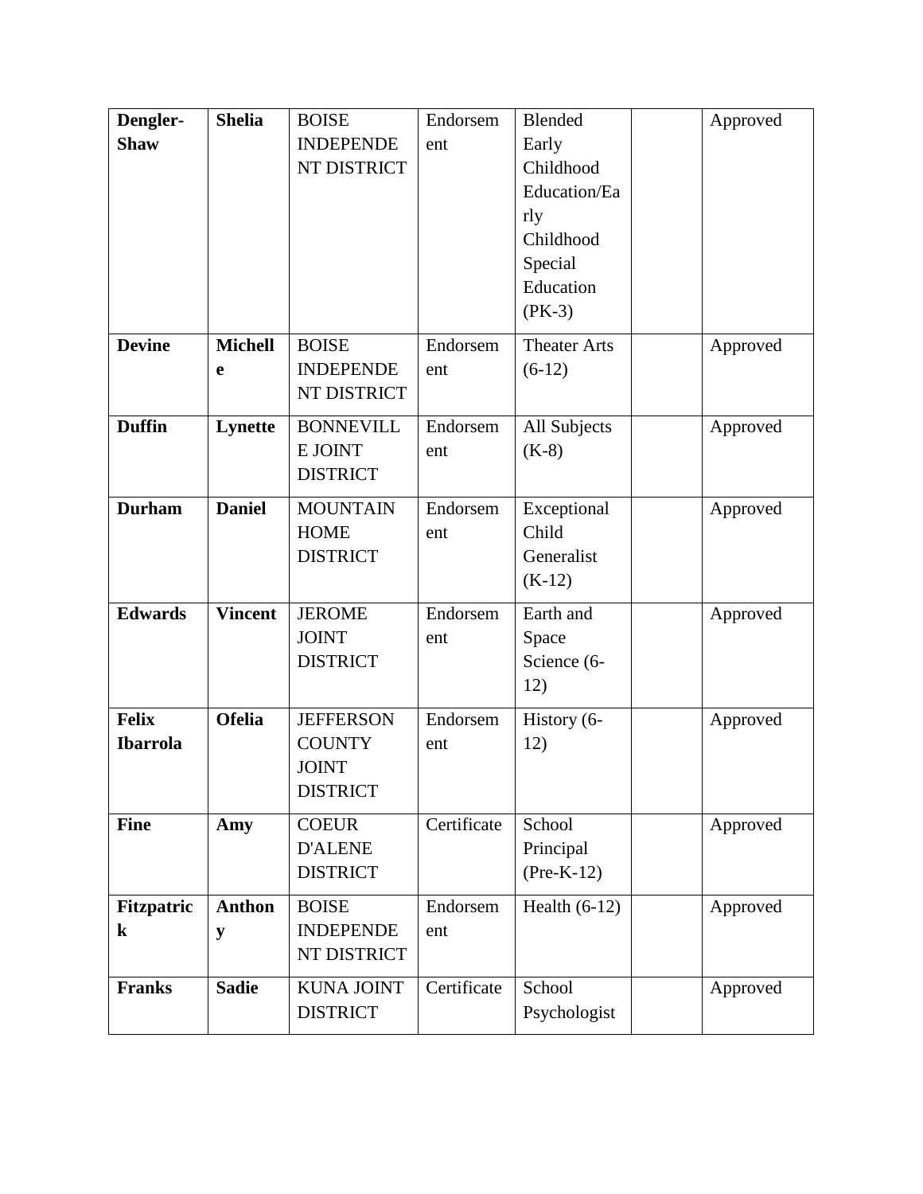| **Dengler-Shaw** | **Shelia** | BOISE INDEPENDENT DISTRICT | Endorsement | Blended Early Childhood Education/Early Childhood Special Education (PK-3) | | Approved |
|---|---|---|---|---|---|---|
| **Devine** | **Michelle** | BOISE INDEPENDENT DISTRICT | Endorsement | Theater Arts (6-12) | | Approved |
| **Duffin** | **Lynette** | BONNEVILLE JOINT DISTRICT | Endorsement | All Subjects (K-8) | | Approved |
| **Durham** | **Daniel** | MOUNTAIN HOME DISTRICT | Endorsement | Exceptional Child Generalist (K-12) | | Approved |
| **Edwards** | **Vincent** | JEROME JOINT DISTRICT | Endorsement | Earth and Space Science (6-12) | | Approved |
| **Felix Ibarrola** | **Ofelia** | JEFFERSON COUNTY JOINT DISTRICT | Endorsement | History (6-12) | | Approved |
| **Fine** | **Amy** | COEUR D'ALENE DISTRICT | Certificate | School Principal (Pre-K-12) | | Approved |
| **Fitzpatrick** | **Anthony** | BOISE INDEPENDENT DISTRICT | Endorsement | Health (6-12) | | Approved |
| **Franks** | **Sadie** | KUNA JOINT DISTRICT | Certificate | School Psychologist | | Approved |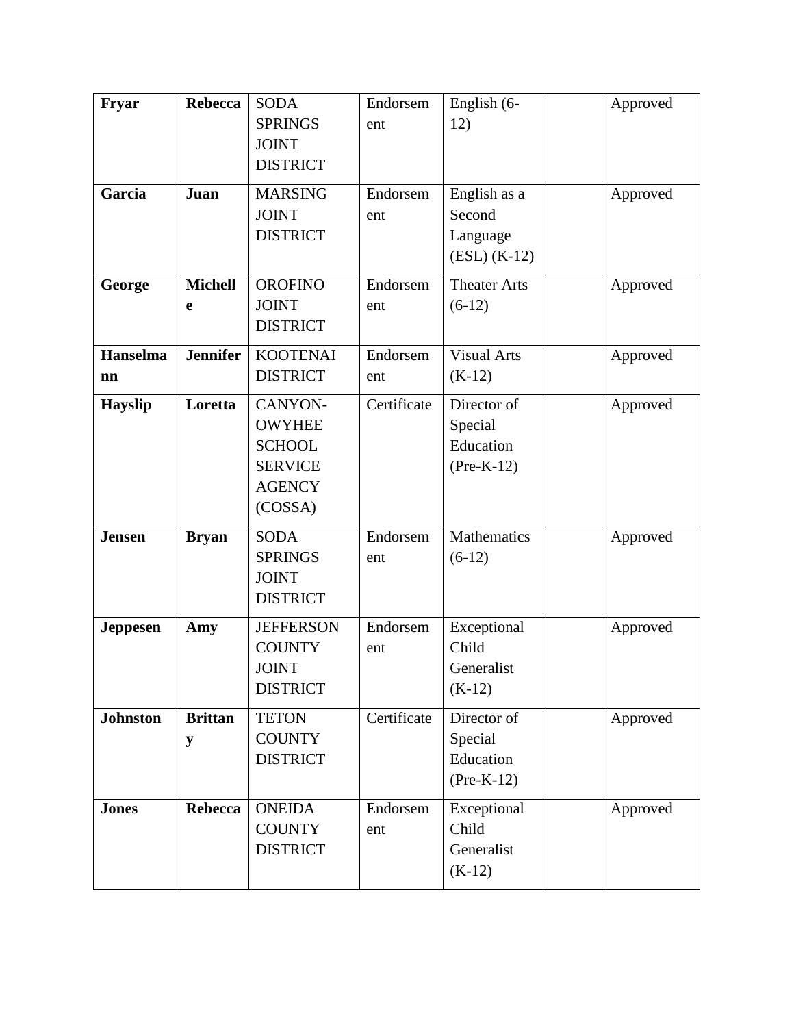| **Fryar** | **Rebecca** | SODA SPRINGS JOINT DISTRICT | Endorsement | English (6-12) | | Approved |
|---|---|---|---|---|---|---|
| **Garcia** | **Juan** | MARSING JOINT DISTRICT | Endorsement | English as a Second Language (ESL) (K-12) | | Approved |
| **George** | **Michelle** | OROFINO JOINT DISTRICT | Endorsement | Theater Arts (6-12) | | Approved |
| **Hanselmann** | **Jennifer** | KOOTENAI DISTRICT | Endorsement | Visual Arts (K-12) | | Approved |
| **Hayslip** | **Loretta** | CANYON-OWYHEE SCHOOL SERVICE AGENCY (COSSA) | Certificate | Director of Special Education (Pre-K-12) | | Approved |
| **Jensen** | **Bryan** | SODA SPRINGS JOINT DISTRICT | Endorsement | Mathematics (6-12) | | Approved |
| **Jeppesen** | **Amy** | JEFFERSON COUNTY JOINT DISTRICT | Endorsement | Exceptional Child Generalist (K-12) | | Approved |
| **Johnston** | **Brittany** | TETON COUNTY DISTRICT | Certificate | Director of Special Education (Pre-K-12) | | Approved |
| **Jones** | **Rebecca** | ONEIDA COUNTY DISTRICT | Endorsement | Exceptional Child Generalist (K-12) | | Approved |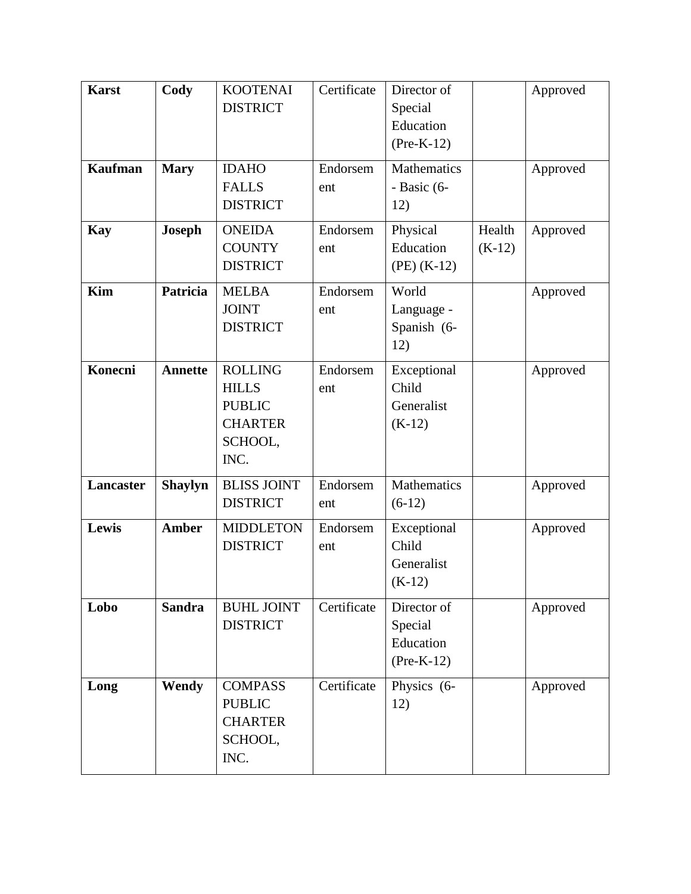| **Karst** | **Cody** | KOOTENAI DISTRICT | Certificate | Director of Special Education (Pre-K-12) | | Approved |
|---|---|---|---|---|---|---|
| **Kaufman** | **Mary** | IDAHO FALLS DISTRICT | Endorsement | Mathematics - Basic (6-12) | | Approved |
| **Kay** | **Joseph** | ONEIDA COUNTY DISTRICT | Endorsement | Physical Education (PE) (K-12) | Health (K-12) | Approved |
| **Kim** | **Patricia** | MELBA JOINT DISTRICT | Endorsement | World Language - Spanish (6-12) | | Approved |
| **Konecni** | **Annette** | ROLLING HILLS PUBLIC CHARTER SCHOOL, INC. | Endorsement | Exceptional Child Generalist (K-12) | | Approved |
| **Lancaster** | **Shaylyn** | BLISS JOINT DISTRICT | Endorsement | Mathematics (6-12) | | Approved |
| **Lewis** | **Amber** | MIDDLETON DISTRICT | Endorsement | Exceptional Child Generalist (K-12) | | Approved |
| **Lobo** | **Sandra** | BUHL JOINT DISTRICT | Certificate | Director of Special Education (Pre-K-12) | | Approved |
| **Long** | **Wendy** | COMPASS PUBLIC CHARTER SCHOOL, INC. | Certificate | Physics (6-12) | | Approved |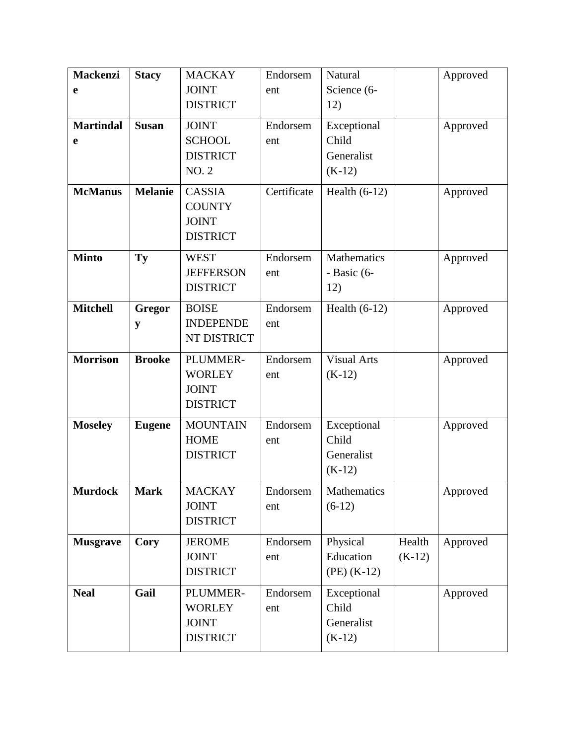| **Mackenzie** | **Stacy** | MACKAY JOINT DISTRICT | Endorsement | Natural Science (6-12) | | Approved |
|---|---|---|---|---|---|---|
| **Martindale** | **Susan** | JOINT SCHOOL DISTRICT NO. 2 | Endorsement | Exceptional Child Generalist (K-12) | | Approved |
| **McManus** | **Melanie** | CASSIA COUNTY JOINT DISTRICT | Certificate | Health (6-12) | | Approved |
| **Minto** | **Ty** | WEST JEFFERSON DISTRICT | Endorsement | Mathematics - Basic (6-12) | | Approved |
| **Mitchell** | **Gregory** | BOISE INDEPENDENT DISTRICT | Endorsement | Health (6-12) | | Approved |
| **Morrison** | **Brooke** | PLUMMER-WORLEY JOINT DISTRICT | Endorsement | Visual Arts (K-12) | | Approved |
| **Moseley** | **Eugene** | MOUNTAIN HOME DISTRICT | Endorsement | Exceptional Child Generalist (K-12) | | Approved |
| **Murdock** | **Mark** | MACKAY JOINT DISTRICT | Endorsement | Mathematics (6-12) | | Approved |
| **Musgrave** | **Cory** | JEROME JOINT DISTRICT | Endorsement | Physical Education (PE) (K-12) | Health (K-12) | Approved |
| **Neal** | **Gail** | PLUMMER-WORLEY JOINT DISTRICT | Endorsement | Exceptional Child Generalist (K-12) | | Approved |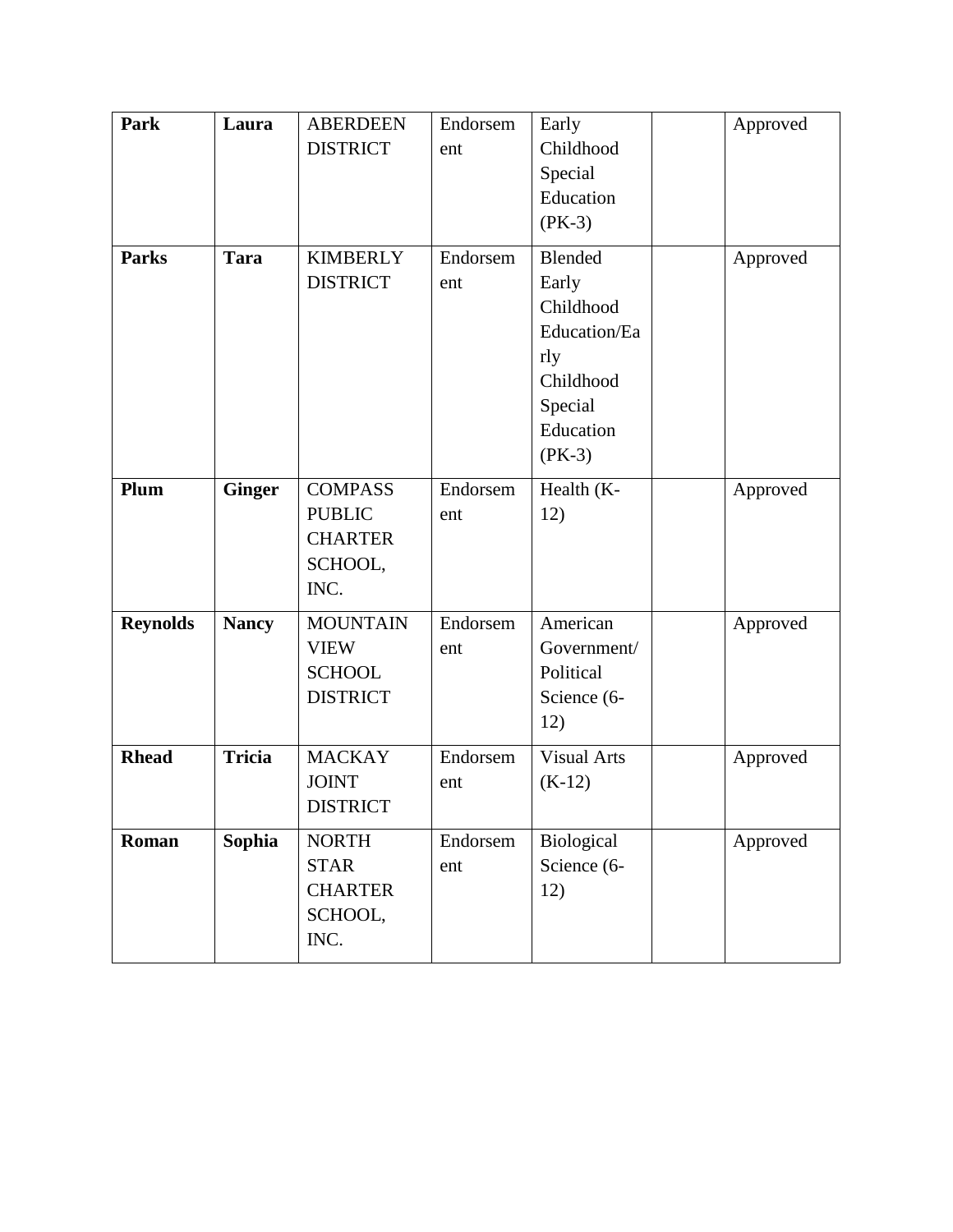| **Park** | **Laura** | ABERDEEN DISTRICT | Endorsement | Early Childhood Special Education (PK-3) | | Approved |
|---|---|---|---|---|---|---|
| **Parks** | **Tara** | KIMBERLY DISTRICT | Endorsement | Blended Early Childhood Education/Early Childhood Special Education (PK-3) | | Approved |
| **Plum** | **Ginger** | COMPASS PUBLIC CHARTER SCHOOL, INC. | Endorsement | Health (K-12) | | Approved |
| **Reynolds** | **Nancy** | MOUNTAIN VIEW SCHOOL DISTRICT | Endorsement | American Government/Political Science (6-12) | | Approved |
| **Rhead** | **Tricia** | MACKAY JOINT DISTRICT | Endorsement | Visual Arts (K-12) | | Approved |
| **Roman** | **Sophia** | NORTH STAR CHARTER SCHOOL, INC. | Endorsement | Biological Science (6-12) | | Approved |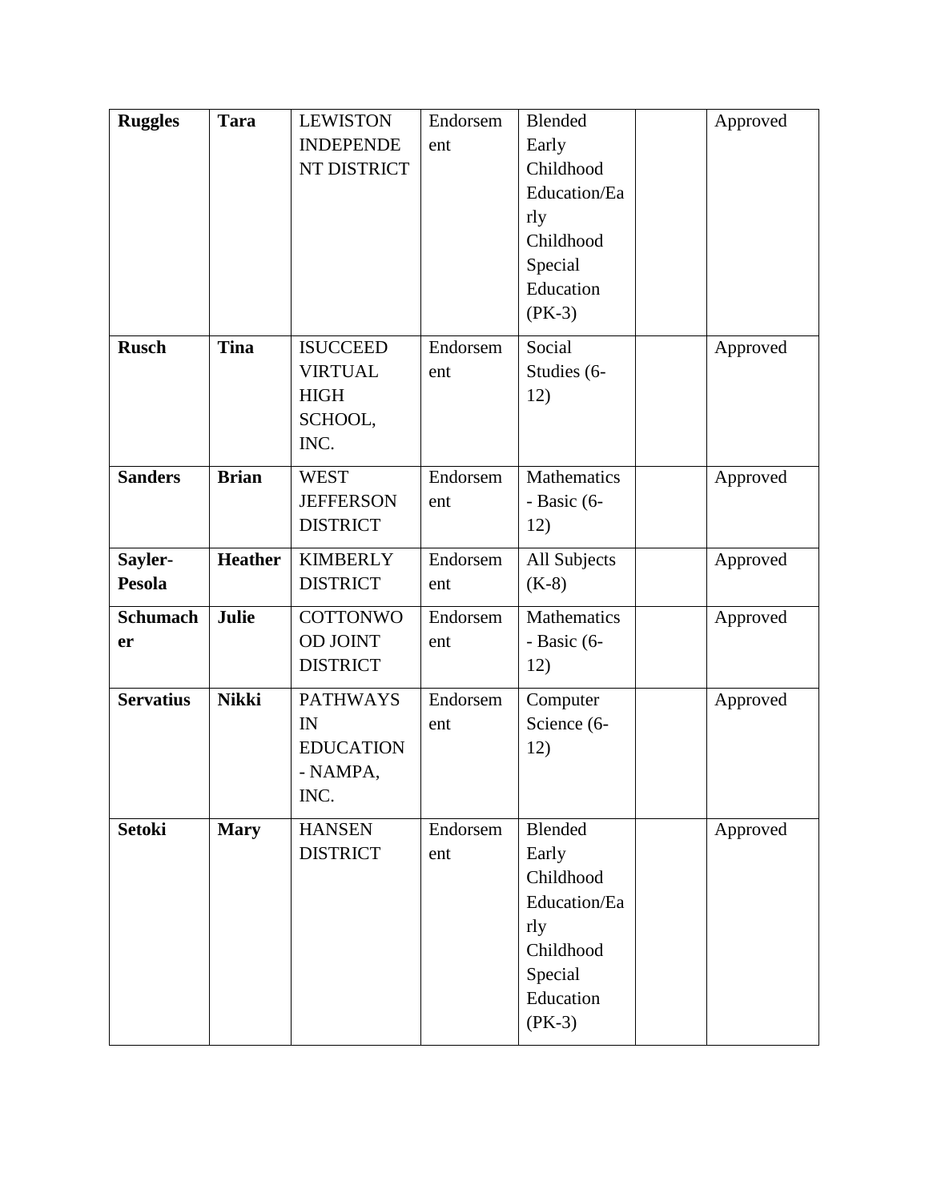| **Ruggles** | **Tara** | LEWISTON INDEPENDENT DISTRICT | Endorsement | Blended Early Childhood Education/Early Childhood Special Education (PK-3) | | Approved |
|---|---|---|---|---|---|---|
| **Rusch** | **Tina** | ISUCCEED VIRTUAL HIGH SCHOOL, INC. | Endorsement | Social Studies (6-12) | | Approved |
| **Sanders** | **Brian** | WEST JEFFERSON DISTRICT | Endorsement | Mathematics - Basic (6-12) | | Approved |
| **Sayler-Pesola** | **Heather** | KIMBERLY DISTRICT | Endorsement | All Subjects (K-8) | | Approved |
| **Schumacher** | **Julie** | COTTONWOOD JOINT DISTRICT | Endorsement | Mathematics - Basic (6-12) | | Approved |
| **Servatius** | **Nikki** | PATHWAYS IN EDUCATION - NAMPA, INC. | Endorsement | Computer Science (6-12) | | Approved |
| **Setoki** | **Mary** | HANSEN DISTRICT | Endorsement | Blended Early Childhood Education/Early Childhood Special Education (PK-3) | | Approved |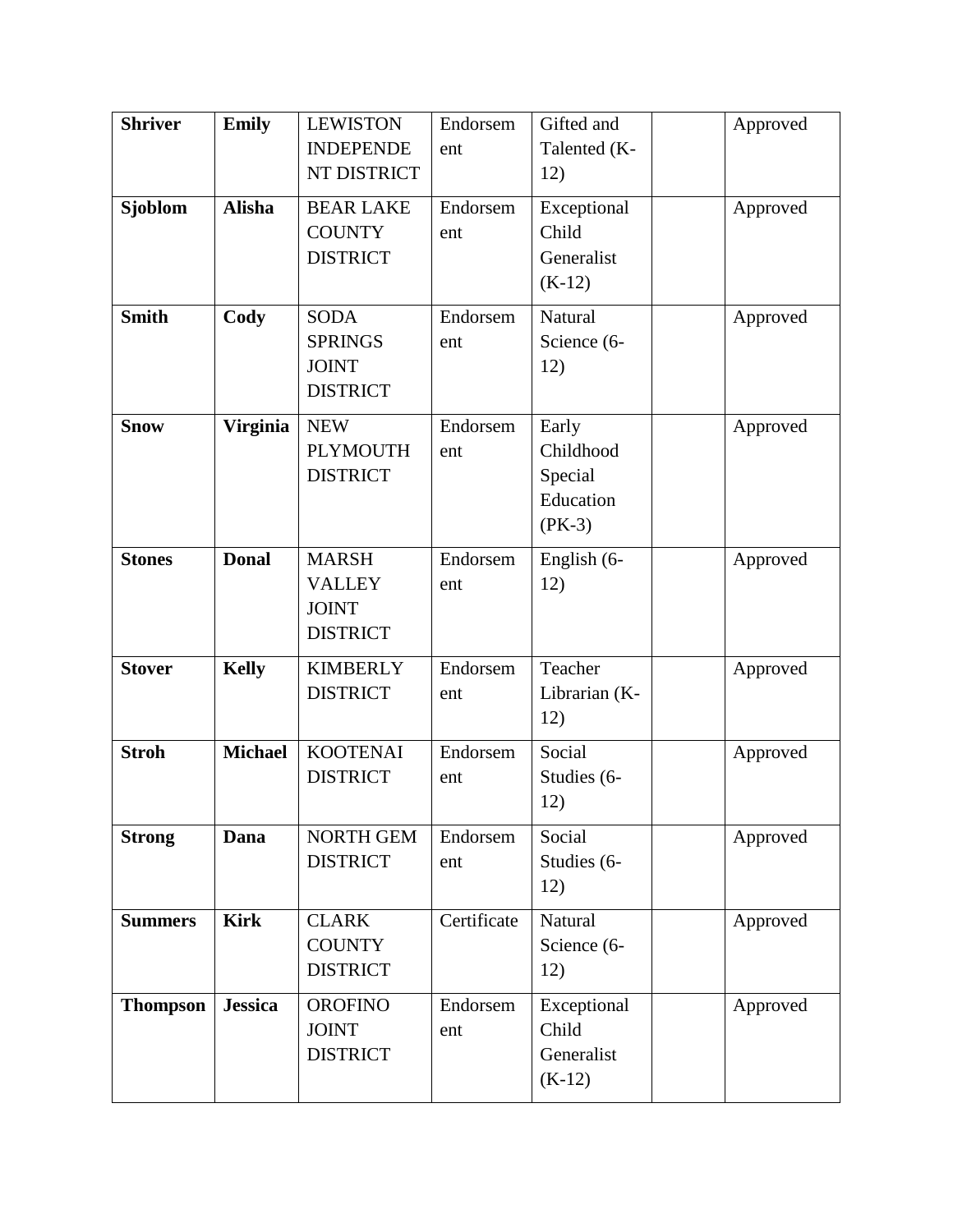| **Shriver** | **Emily** | LEWISTON INDEPENDENT DISTRICT | Endorsement | Gifted and Talented (K-12) | | Approved |
|---|---|---|---|---|---|---|
| **Sjoblom** | **Alisha** | BEAR LAKE COUNTY DISTRICT | Endorsement | Exceptional Child Generalist (K-12) | | Approved |
| **Smith** | **Cody** | SODA SPRINGS JOINT DISTRICT | Endorsement | Natural Science (6-12) | | Approved |
| **Snow** | **Virginia** | NEW PLYMOUTH DISTRICT | Endorsement | Early Childhood Special Education (PK-3) | | Approved |
| **Stones** | **Donal** | MARSH VALLEY JOINT DISTRICT | Endorsement | English (6-12) | | Approved |
| **Stover** | **Kelly** | KIMBERLY DISTRICT | Endorsement | Teacher Librarian (K-12) | | Approved |
| **Stroh** | **Michael** | KOOTENAI DISTRICT | Endorsement | Social Studies (6-12) | | Approved |
| **Strong** | **Dana** | NORTH GEM DISTRICT | Endorsement | Social Studies (6-12) | | Approved |
| **Summers** | **Kirk** | CLARK COUNTY DISTRICT | Certificate | Natural Science (6-12) | | Approved |
| **Thompson** | **Jessica** | OROFINO JOINT DISTRICT | Endorsement | Exceptional Child Generalist (K-12) | | Approved |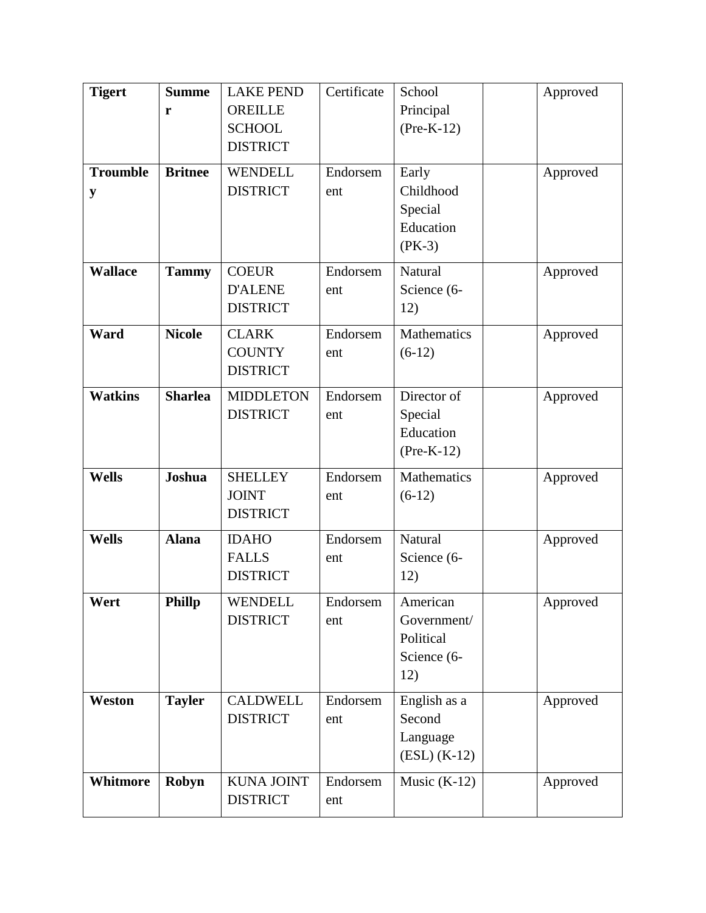| **Tigert** | **Summer** | LAKE PEND OREILLE SCHOOL DISTRICT | Certificate | School Principal (Pre-K-12) | | Approved |
|---|---|---|---|---|---|---|
| **Troumbley** | **Britnee** | WENDELL DISTRICT | Endorsement | Early Childhood Special Education (PK-3) | | Approved |
| **Wallace** | **Tammy** | COEUR D'ALENE DISTRICT | Endorsement | Natural Science (6-12) | | Approved |
| **Ward** | **Nicole** | CLARK COUNTY DISTRICT | Endorsement | Mathematics (6-12) | | Approved |
| **Watkins** | **Sharlea** | MIDDLETON DISTRICT | Endorsement | Director of Special Education (Pre-K-12) | | Approved |
| **Wells** | **Joshua** | SHELLEY JOINT DISTRICT | Endorsement | Mathematics (6-12) | | Approved |
| **Wells** | **Alana** | IDAHO FALLS DISTRICT | Endorsement | Natural Science (6-12) | | Approved |
| **Wert** | **Phillp** | WENDELL DISTRICT | Endorsement | American Government/ Political Science (6-12) | | Approved |
| **Weston** | **Tayler** | CALDWELL DISTRICT | Endorsement | English as a Second Language (ESL) (K-12) | | Approved |
| **Whitmore** | **Robyn** | KUNA JOINT DISTRICT | Endorsement | Music (K-12) | | Approved |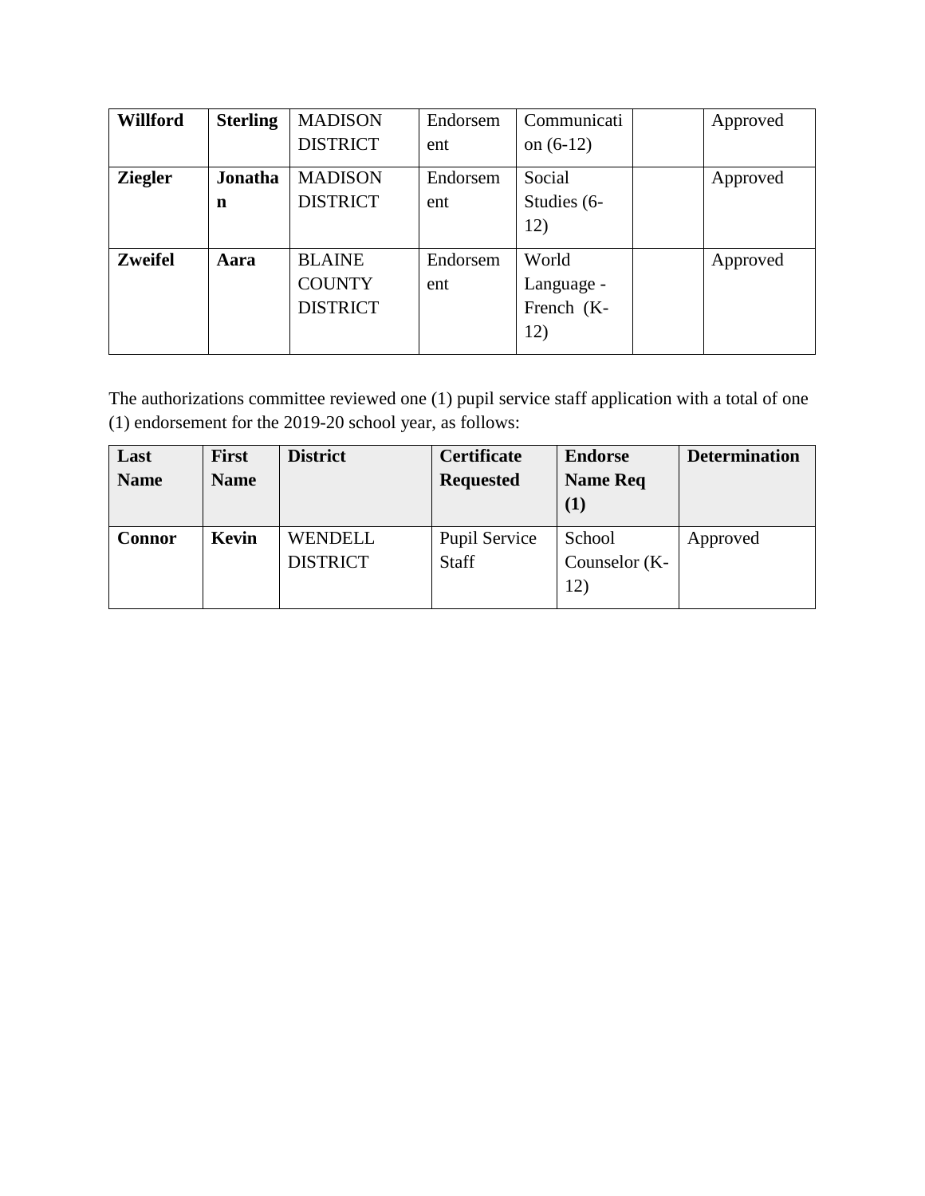| **Willford** | **Sterling** | MADISON DISTRICT | Endorsement | Communication (6-12) | | Approved |
|---|---|---|---|---|---|---|
| **Ziegler** | **Jonathan** | MADISON DISTRICT | Endorsement | Social Studies (6-12) | | Approved |
| **Zweifel** | **Aara** | BLAINE COUNTY DISTRICT | Endorsement | World Language - French (K-12) | | Approved |

The authorizations committee reviewed one (1) pupil service staff application with a total of one (1) endorsement for the 2019-20 school year, as follows:

| **Last Name** | **First Name** | **District** | **Certificate Requested** | **Endorse Name Req (1)** | **Determination** |
|---|---|---|---|---|---|
| **Connor** | **Kevin** | WENDELL DISTRICT | Pupil Service Staff | School Counselor (K-12) | Approved |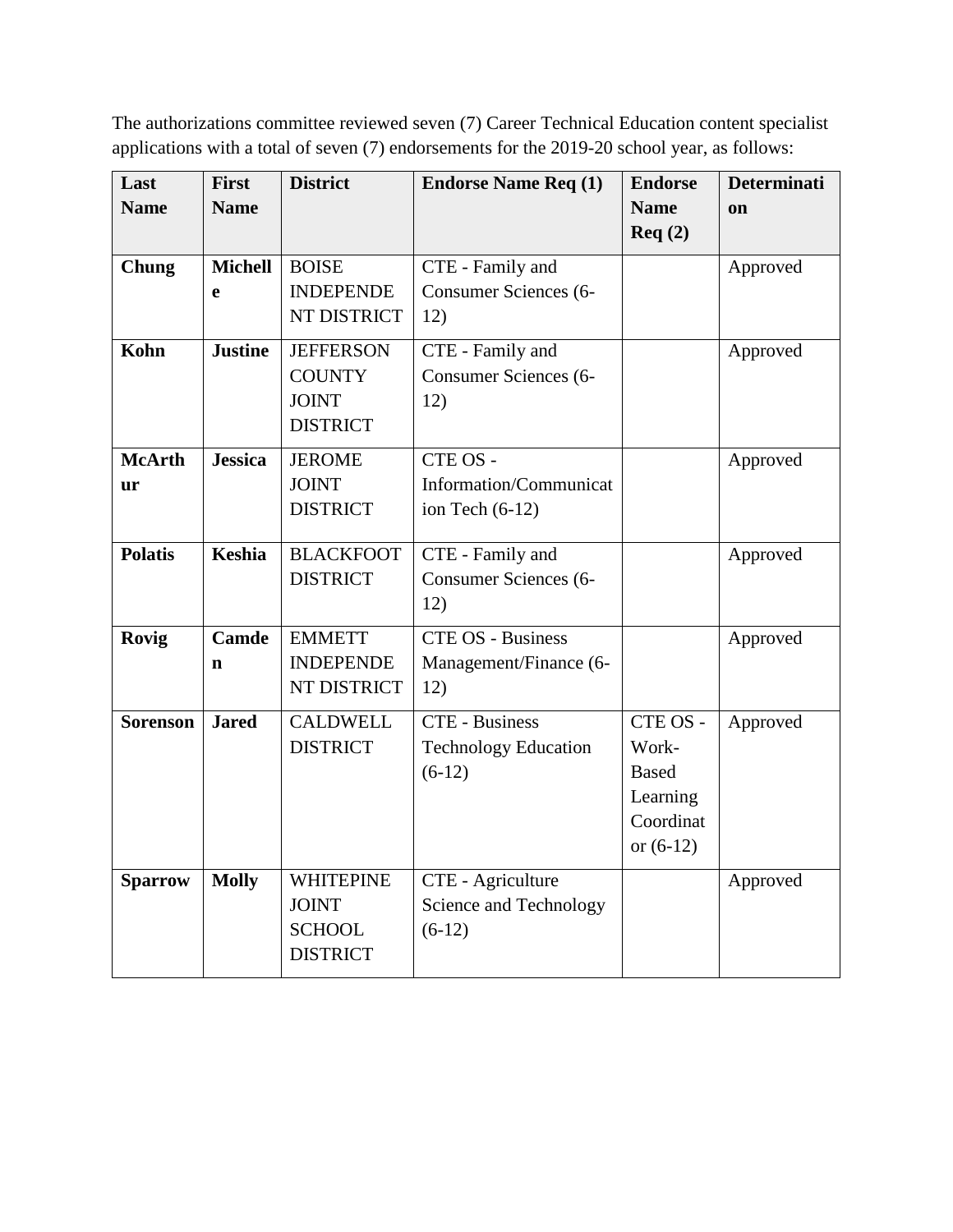The authorizations committee reviewed seven (7) Career Technical Education content specialist applications with a total of seven (7) endorsements for the 2019-20 school year, as follows:

| Last Name | First Name | District | Endorse Name Req (1) | Endorse Name Req (2) | Determination |
|---|---|---|---|---|---|
| **Chung** | **Michelle** | BOISE INDEPENDENT DISTRICT | CTE - Family and Consumer Sciences (6-12) | | Approved |
| **Kohn** | **Justine** | JEFFERSON COUNTY JOINT DISTRICT | CTE - Family and Consumer Sciences (6-12) | | Approved |
| **McArthur** | **Jessica** | JEROME JOINT DISTRICT | CTE OS - Information/Communication Tech (6-12) | | Approved |
| **Polatis** | **Keshia** | BLACKFOOT DISTRICT | CTE - Family and Consumer Sciences (6-12) | | Approved |
| **Rovig** | **Camden** | EMMETT INDEPENDENT DISTRICT | CTE OS - Business Management/Finance (6-12) | | Approved |
| **Sorenson** | **Jared** | CALDWELL DISTRICT | CTE - Business Technology Education (6-12) | CTE OS - Work-Based Learning Coordinator (6-12) | Approved |
| **Sparrow** | **Molly** | WHITEPINE JOINT SCHOOL DISTRICT | CTE - Agriculture Science and Technology (6-12) | | Approved |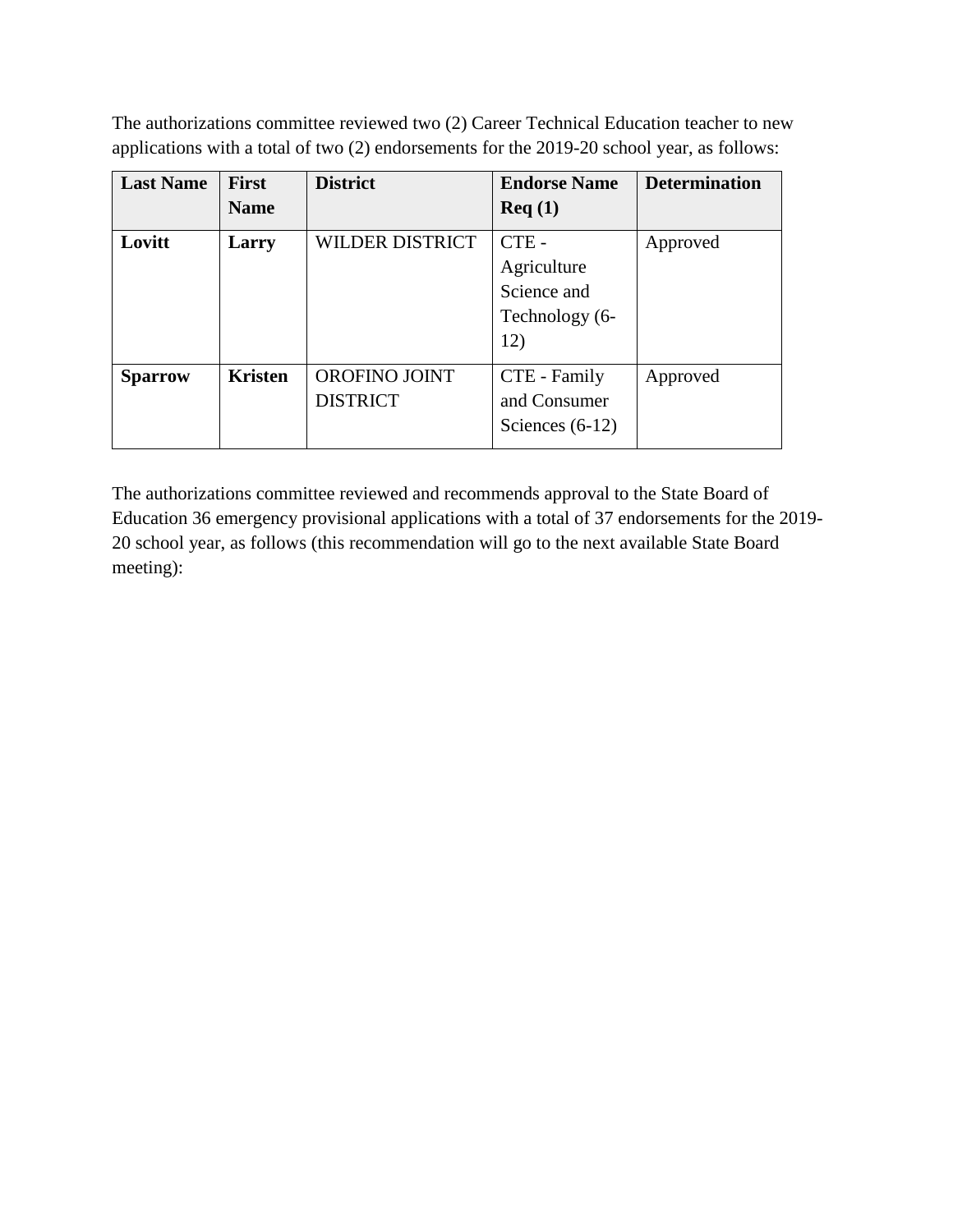The authorizations committee reviewed two (2) Career Technical Education teacher to new applications with a total of two (2) endorsements for the 2019-20 school year, as follows:

| Last Name | First Name | District | Endorse Name Req (1) | Determination |
|---|---|---|---|---|
| **Lovitt** | **Larry** | WILDER DISTRICT | CTE - Agriculture Science and Technology (6-12) | Approved |
| **Sparrow** | **Kristen** | OROFINO JOINT DISTRICT | CTE - Family and Consumer Sciences (6-12) | Approved |

The authorizations committee reviewed and recommends approval to the State Board of Education 36 emergency provisional applications with a total of 37 endorsements for the 2019-20 school year, as follows (this recommendation will go to the next available State Board meeting):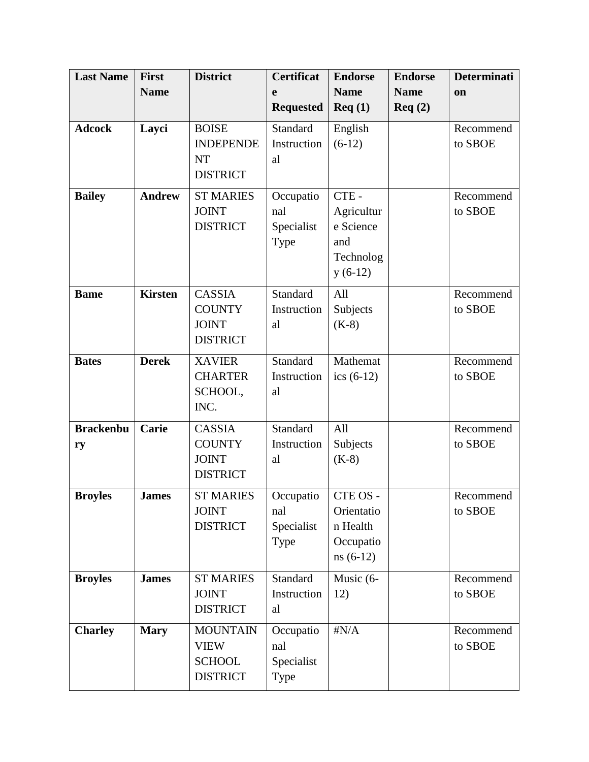| Last Name | First Name | District | Certificate Requested | Endorse Name Req (1) | Endorse Name Req (2) | Determination |
|---|---|---|---|---|---|---|
| **Adcock** | **Layci** | BOISE INDEPENDENT DISTRICT | Standard Instructional | English (6-12) | | Recommend to SBOE |
| **Bailey** | **Andrew** | ST MARIES JOINT DISTRICT | Occupational Specialist Type | CTE - Agriculture Science and Technology (6-12) | | Recommend to SBOE |
| **Bame** | **Kirsten** | CASSIA COUNTY JOINT DISTRICT | Standard Instructional | All Subjects (K-8) | | Recommend to SBOE |
| **Bates** | **Derek** | XAVIER CHARTER SCHOOL, INC. | Standard Instructional | Mathematics (6-12) | | Recommend to SBOE |
| **Brackenbury** | **Carie** | CASSIA COUNTY JOINT DISTRICT | Standard Instructional | All Subjects (K-8) | | Recommend to SBOE |
| **Broyles** | **James** | ST MARIES JOINT DISTRICT | Occupational Specialist Type | CTE OS - Orientation Health Occupations (6-12) | | Recommend to SBOE |
| **Broyles** | **James** | ST MARIES JOINT DISTRICT | Standard Instructional | Music (6-12) | | Recommend to SBOE |
| **Charley** | **Mary** | MOUNTAIN VIEW SCHOOL DISTRICT | Occupational Specialist Type | #N/A | | Recommend to SBOE |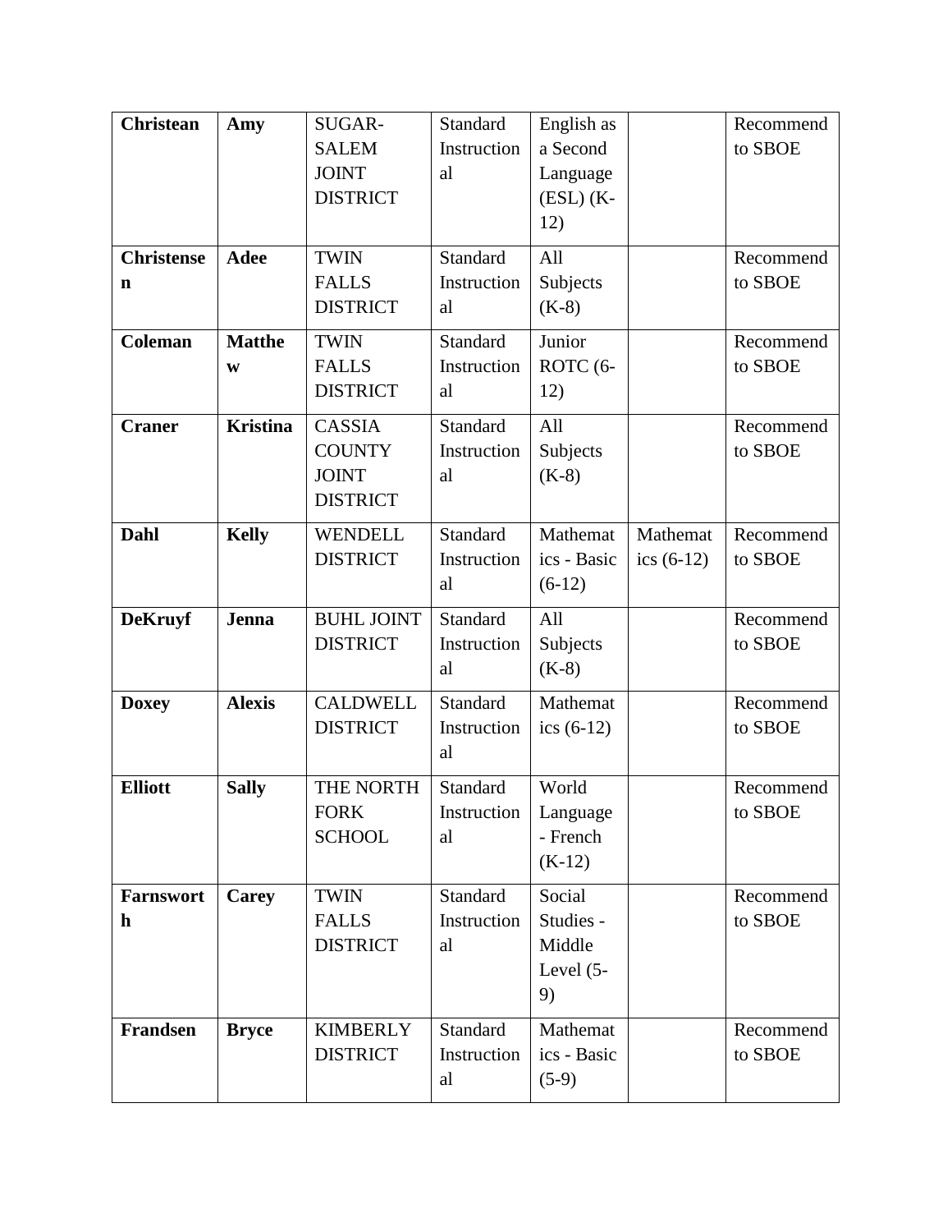| | | | | | | |
|---|---|---|---|---|---|---|
| **Christean** | **Amy** | SUGAR-SALEM JOINT DISTRICT | Standard Instructional | English as a Second Language (ESL) (K-12) | | Recommend to SBOE |
| **Christensen** | **Adee** | TWIN FALLS DISTRICT | Standard Instructional | All Subjects (K-8) | | Recommend to SBOE |
| **Coleman** | **Matthew** | TWIN FALLS DISTRICT | Standard Instructional | Junior ROTC (6-12) | | Recommend to SBOE |
| **Craner** | **Kristina** | CASSIA COUNTY JOINT DISTRICT | Standard Instructional | All Subjects (K-8) | | Recommend to SBOE |
| **Dahl** | **Kelly** | WENDELL DISTRICT | Standard Instructional | Mathematics - Basic (6-12) | Mathematics (6-12) | Recommend to SBOE |
| **DeKruyf** | **Jenna** | BUHL JOINT DISTRICT | Standard Instructional | All Subjects (K-8) | | Recommend to SBOE |
| **Doxey** | **Alexis** | CALDWELL DISTRICT | Standard Instructional | Mathematics (6-12) | | Recommend to SBOE |
| **Elliott** | **Sally** | THE NORTH FORK SCHOOL | Standard Instructional | World Language - French (K-12) | | Recommend to SBOE |
| **Farnsworth** | **Carey** | TWIN FALLS DISTRICT | Standard Instructional | Social Studies - Middle Level (5-9) | | Recommend to SBOE |
| **Frandsen** | **Bryce** | KIMBERLY DISTRICT | Standard Instructional | Mathematics - Basic (5-9) | | Recommend to SBOE |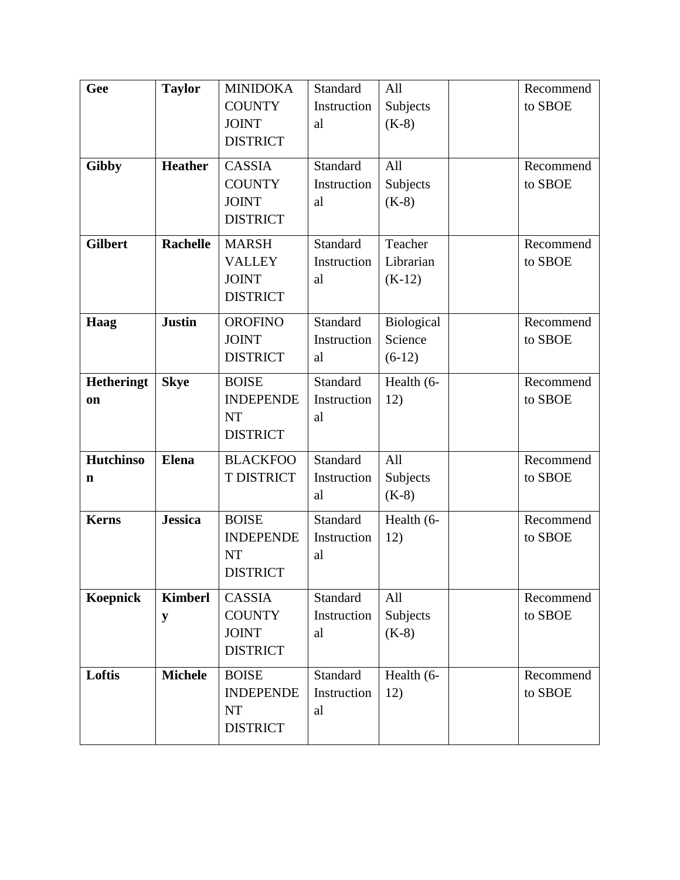| **Gee** | **Taylor** | MINIDOKA COUNTY JOINT DISTRICT | Standard Instructional | All Subjects (K-8) | | Recommend to SBOE |
|---|---|---|---|---|---|---|
| **Gibby** | **Heather** | CASSIA COUNTY JOINT DISTRICT | Standard Instructional | All Subjects (K-8) | | Recommend to SBOE |
| **Gilbert** | **Rachelle** | MARSH VALLEY JOINT DISTRICT | Standard Instructional | Teacher Librarian (K-12) | | Recommend to SBOE |
| **Haag** | **Justin** | OROFINO JOINT DISTRICT | Standard Instructional | Biological Science (6-12) | | Recommend to SBOE |
| **Hetherington** | **Skye** | BOISE INDEPENDENT DISTRICT | Standard Instructional | Health (6-12) | | Recommend to SBOE |
| **Hutchinson** | **Elena** | BLACKFOOT DISTRICT | Standard Instructional | All Subjects (K-8) | | Recommend to SBOE |
| **Kerns** | **Jessica** | BOISE INDEPENDENT DISTRICT | Standard Instructional | Health (6-12) | | Recommend to SBOE |
| **Koepnick** | **Kimberly** | CASSIA COUNTY JOINT DISTRICT | Standard Instructional | All Subjects (K-8) | | Recommend to SBOE |
| **Loftis** | **Michele** | BOISE INDEPENDENT DISTRICT | Standard Instructional | Health (6-12) | | Recommend to SBOE |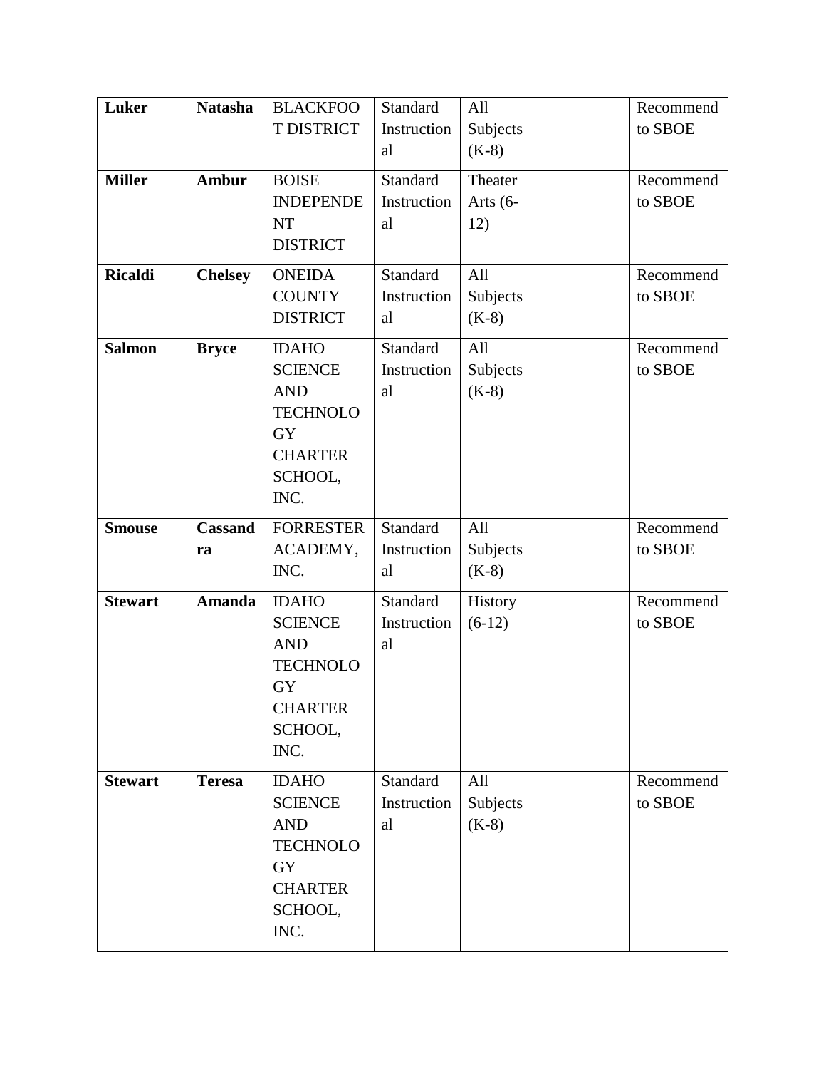| **Luker** | **Natasha** | BLACKFOOT DISTRICT | Standard Instructional | All Subjects (K-8) | | Recommend to SBOE |
|---|---|---|---|---|---|---|
| **Miller** | **Ambur** | BOISE INDEPENDENT DISTRICT | Standard Instructional | Theater Arts (6-12) | | Recommend to SBOE |
| **Ricaldi** | **Chelsey** | ONEIDA COUNTY DISTRICT | Standard Instructional | All Subjects (K-8) | | Recommend to SBOE |
| **Salmon** | **Bryce** | IDAHO SCIENCE AND TECHNOLOGY CHARTER SCHOOL, INC. | Standard Instructional | All Subjects (K-8) | | Recommend to SBOE |
| **Smouse** | **Cassandra** | FORRESTER ACADEMY, INC. | Standard Instructional | All Subjects (K-8) | | Recommend to SBOE |
| **Stewart** | **Amanda** | IDAHO SCIENCE AND TECHNOLOGY CHARTER SCHOOL, INC. | Standard Instructional | History (6-12) | | Recommend to SBOE |
| **Stewart** | **Teresa** | IDAHO SCIENCE AND TECHNOLOGY CHARTER SCHOOL, INC. | Standard Instructional | All Subjects (K-8) | | Recommend to SBOE |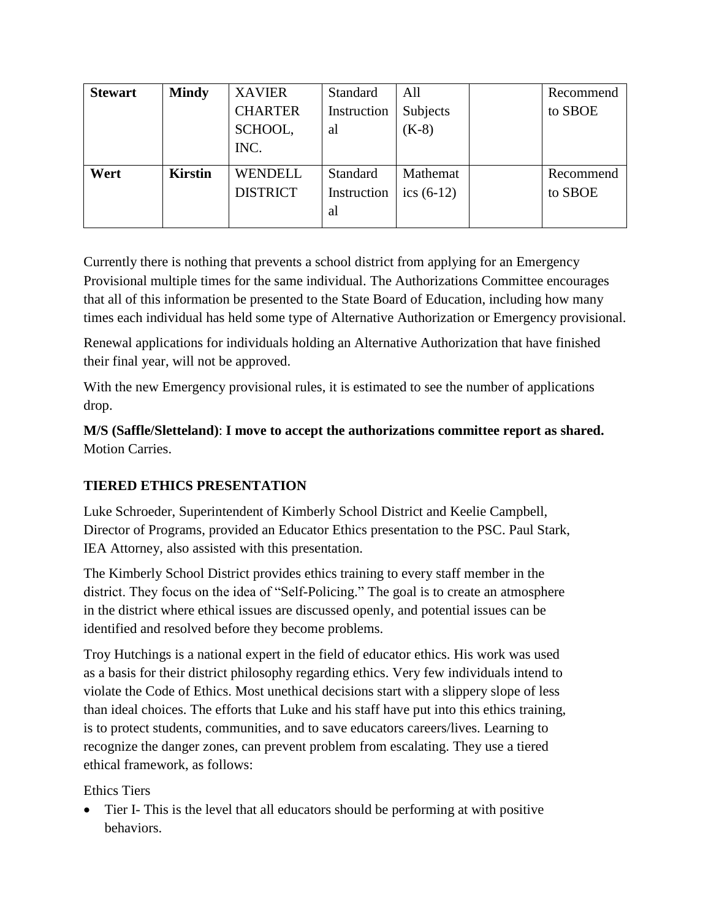| **Stewart** | **Mindy** | XAVIER CHARTER SCHOOL, INC. | Standard Instructional | All Subjects (K-8) | | Recommend to SBOE |
|---|---|---|---|---|---|---|
| **Wert** | **Kirstin** | WENDELL DISTRICT | Standard Instructional | Mathematics (6-12) | | Recommend to SBOE |

Currently there is nothing that prevents a school district from applying for an Emergency Provisional multiple times for the same individual. The Authorizations Committee encourages that all of this information be presented to the State Board of Education, including how many times each individual has held some type of Alternative Authorization or Emergency provisional.

Renewal applications for individuals holding an Alternative Authorization that have finished their final year, will not be approved.

With the new Emergency provisional rules, it is estimated to see the number of applications drop.

**M/S (Saffle/Sletteland)**: **I move to accept the authorizations committee report as shared.** Motion Carries.

### TIERED ETHICS PRESENTATION

Luke Schroeder, Superintendent of Kimberly School District and Keelie Campbell, Director of Programs, provided an Educator Ethics presentation to the PSC. Paul Stark, IEA Attorney, also assisted with this presentation.

The Kimberly School District provides ethics training to every staff member in the district. They focus on the idea of "Self-Policing." The goal is to create an atmosphere in the district where ethical issues are discussed openly, and potential issues can be identified and resolved before they become problems.

Troy Hutchings is a national expert in the field of educator ethics. His work was used as a basis for their district philosophy regarding ethics. Very few individuals intend to violate the Code of Ethics. Most unethical decisions start with a slippery slope of less than ideal choices. The efforts that Luke and his staff have put into this ethics training, is to protect students, communities, and to save educators careers/lives. Learning to recognize the danger zones, can prevent problem from escalating. They use a tiered ethical framework, as follows:

Ethics Tiers

- Tier I- This is the level that all educators should be performing at with positive behaviors.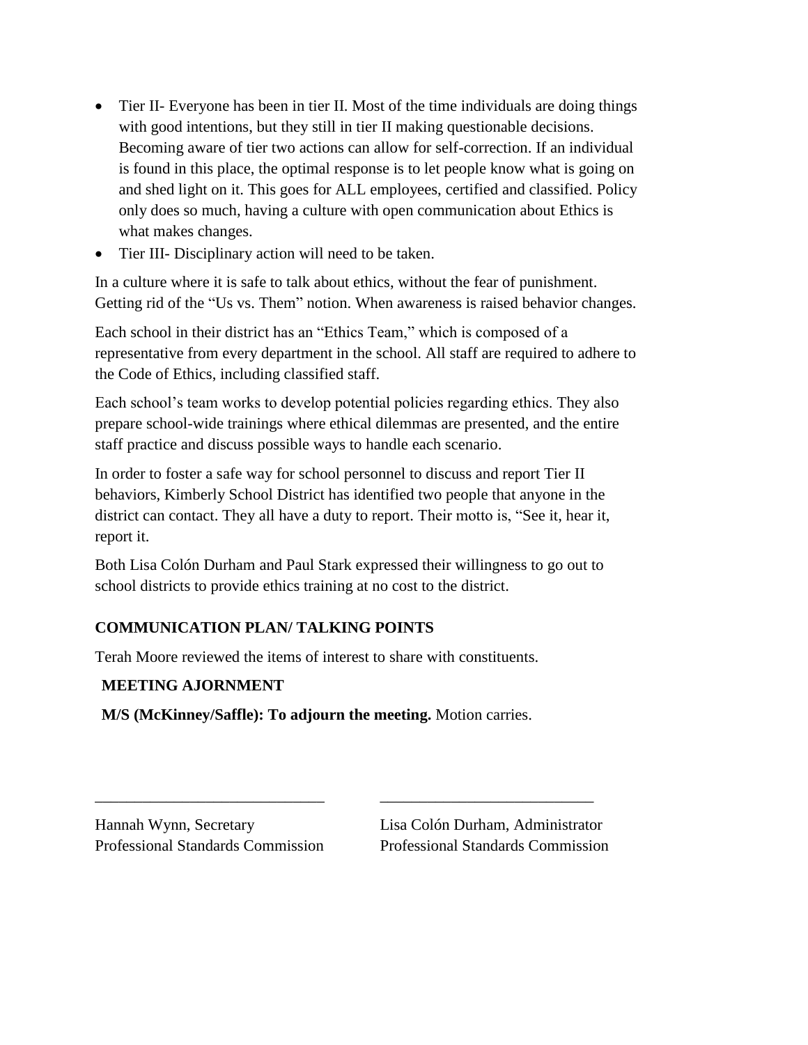- Tier II- Everyone has been in tier II. Most of the time individuals are doing things with good intentions, but they still in tier II making questionable decisions. Becoming aware of tier two actions can allow for self-correction. If an individual is found in this place, the optimal response is to let people know what is going on and shed light on it. This goes for ALL employees, certified and classified. Policy only does so much, having a culture with open communication about Ethics is what makes changes.
- Tier III- Disciplinary action will need to be taken.

In a culture where it is safe to talk about ethics, without the fear of punishment. Getting rid of the "Us vs. Them" notion. When awareness is raised behavior changes.

Each school in their district has an "Ethics Team," which is composed of a representative from every department in the school. All staff are required to adhere to the Code of Ethics, including classified staff.

Each school's team works to develop potential policies regarding ethics. They also prepare school-wide trainings where ethical dilemmas are presented, and the entire staff practice and discuss possible ways to handle each scenario.

In order to foster a safe way for school personnel to discuss and report Tier II behaviors, Kimberly School District has identified two people that anyone in the district can contact. They all have a duty to report. Their motto is, "See it, hear it, report it.

Both Lisa Colón Durham and Paul Stark expressed their willingness to go out to school districts to provide ethics training at no cost to the district.

**COMMUNICATION PLAN/ TALKING POINTS**

Terah Moore reviewed the items of interest to share with constituents.

**MEETING AJORNMENT**

**M/S (McKinney/Saffle): To adjourn the meeting.** Motion carries.

\_\_\_\_\_\_\_\_\_\_\_\_\_\_\_\_\_\_\_\_\_\_\_\_\_\_\_\_\_\_
Hannah Wynn, Secretary
Professional Standards Commission

\_\_\_\_\_\_\_\_\_\_\_\_\_\_\_\_\_\_\_\_\_\_\_\_\_\_\_\_
Lisa Colón Durham, Administrator
Professional Standards Commission